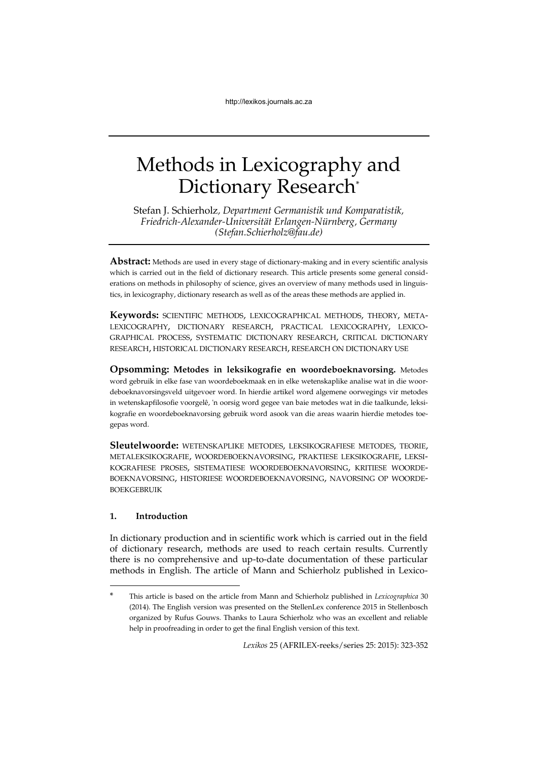# Methods in Lexicography and Dictionary Research*

Stefan J. Schierholz, *Department Germanistik und Komparatistik, Friedrich-Alexander-Universität Erlangen-Nürnberg, Germany (Stefan.Schierholz@fau.de)*

**Abstract:** Methods are used in every stage of dictionary-making and in every scientific analysis which is carried out in the field of dictionary research. This article presents some general considerations on methods in philosophy of science, gives an overview of many methods used in linguistics, in lexicography, dictionary research as well as of the areas these methods are applied in.

**Keywords:** SCIENTIFIC METHODS, LEXICOGRAPHICAL METHODS, THEORY, META-LEXICOGRAPHY, DICTIONARY RESEARCH, PRACTICAL LEXICOGRAPHY, LEXICOGRAPHICAL PROCESS, SYSTEMATIC DICTIONARY RESEARCH, CRITICAL DICTIONARY RESEARCH, HISTORICAL DICTIONARY RESEARCH, RESEARCH ON DICTIONARY USE

**Opsomming: Metodes in leksikografie en woordeboeknavorsing.** Metodes word gebruik in elke fase van woordeboekmaak en in elke wetenskaplike analise wat in die woordeboeknavorsingsveld uitgevoer word. In hierdie artikel word algemene oorwegings vir metodes in wetenskapfilosofie voorgelê, 'n oorsig word gegee van baie metodes wat in die taalkunde, leksikografie en woordeboeknavorsing gebruik word asook van die areas waarin hierdie metodes toegepas word.

**Sleutelwoorde:** WETENSKAPLIKE METODES, LEKSIKOGRAFIESE METODES, TEORIE, METALEKSIKOGRAFIE, WOORDEBOEKNAVORSING, PRAKTIESE LEKSIKOGRAFIE, LEKSIKOGRAFIESE PROSES, SISTEMATIESE WOORDEBOEKNAVORSING, KRITIESE WOORDEBOEKNAVORSING, HISTORIESE WOORDEBOEKNAVORSING, NAVORSING OP WOORDEBOEKGEBRUIK

## 1. Introduction

In dictionary production and in scientific work which is carried out in the field of dictionary research, methods are used to reach certain results. Currently there is no comprehensive and up-to-date documentation of these particular methods in English. The article of Mann and Schierholz published in Lexico-

---

\* This article is based on the article from Mann and Schierholz published in *Lexicographica* 30 (2014). The English version was presented on the StellenLex conference 2015 in Stellenbosch organized by Rufus Gouws. Thanks to Laura Schierholz who was an excellent and reliable help in proofreading in order to get the final English version of this text.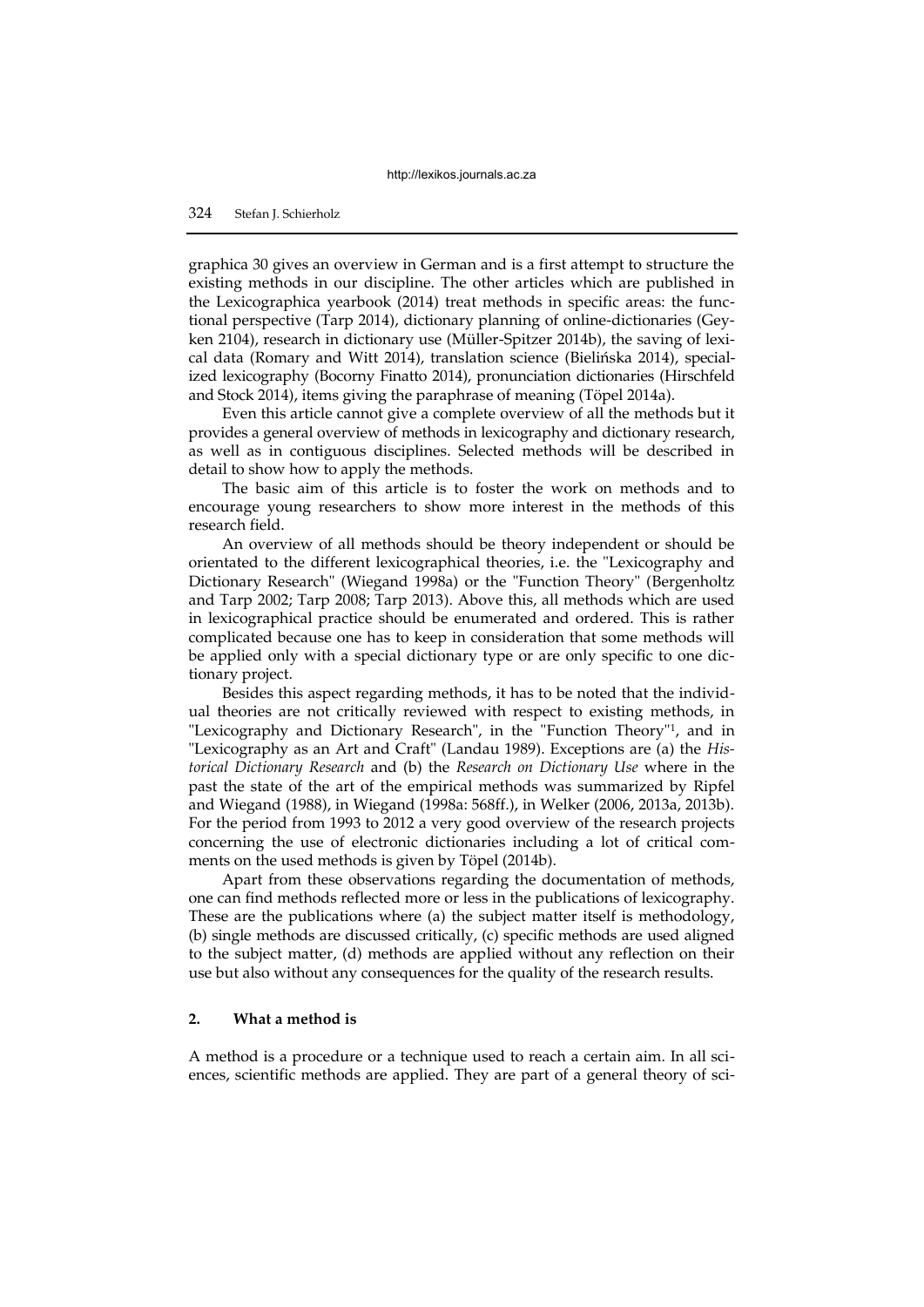graphica 30 gives an overview in German and is a first attempt to structure the existing methods in our discipline. The other articles which are published in the Lexicographica yearbook (2014) treat methods in specific areas: the functional perspective (Tarp 2014), dictionary planning of online-dictionaries (Geyken 2104), research in dictionary use (Müller-Spitzer 2014b), the saving of lexical data (Romary and Witt 2014), translation science (Bielińska 2014), specialized lexicography (Bocorny Finatto 2014), pronunciation dictionaries (Hirschfeld and Stock 2014), items giving the paraphrase of meaning (Töpel 2014a).

Even this article cannot give a complete overview of all the methods but it provides a general overview of methods in lexicography and dictionary research, as well as in contiguous disciplines. Selected methods will be described in detail to show how to apply the methods.

The basic aim of this article is to foster the work on methods and to encourage young researchers to show more interest in the methods of this research field.

An overview of all methods should be theory independent or should be orientated to the different lexicographical theories, i.e. the "Lexicography and Dictionary Research" (Wiegand 1998a) or the "Function Theory" (Bergenholtz and Tarp 2002; Tarp 2008; Tarp 2013). Above this, all methods which are used in lexicographical practice should be enumerated and ordered. This is rather complicated because one has to keep in consideration that some methods will be applied only with a special dictionary type or are only specific to one dictionary project.

Besides this aspect regarding methods, it has to be noted that the individual theories are not critically reviewed with respect to existing methods, in "Lexicography and Dictionary Research", in the "Function Theory"[1], and in "Lexicography as an Art and Craft" (Landau 1989). Exceptions are (a) the *Historical Dictionary Research* and (b) the *Research on Dictionary Use* where in the past the state of the art of the empirical methods was summarized by Ripfel and Wiegand (1988), in Wiegand (1998a: 568ff.), in Welker (2006, 2013a, 2013b). For the period from 1993 to 2012 a very good overview of the research projects concerning the use of electronic dictionaries including a lot of critical comments on the used methods is given by Töpel (2014b).

Apart from these observations regarding the documentation of methods, one can find methods reflected more or less in the publications of lexicography. These are the publications where (a) the subject matter itself is methodology, (b) single methods are discussed critically, (c) specific methods are used aligned to the subject matter, (d) methods are applied without any reflection on their use but also without any consequences for the quality of the research results.

## 2. What a method is

A method is a procedure or a technique used to reach a certain aim. In all sciences, scientific methods are applied. They are part of a general theory of sci-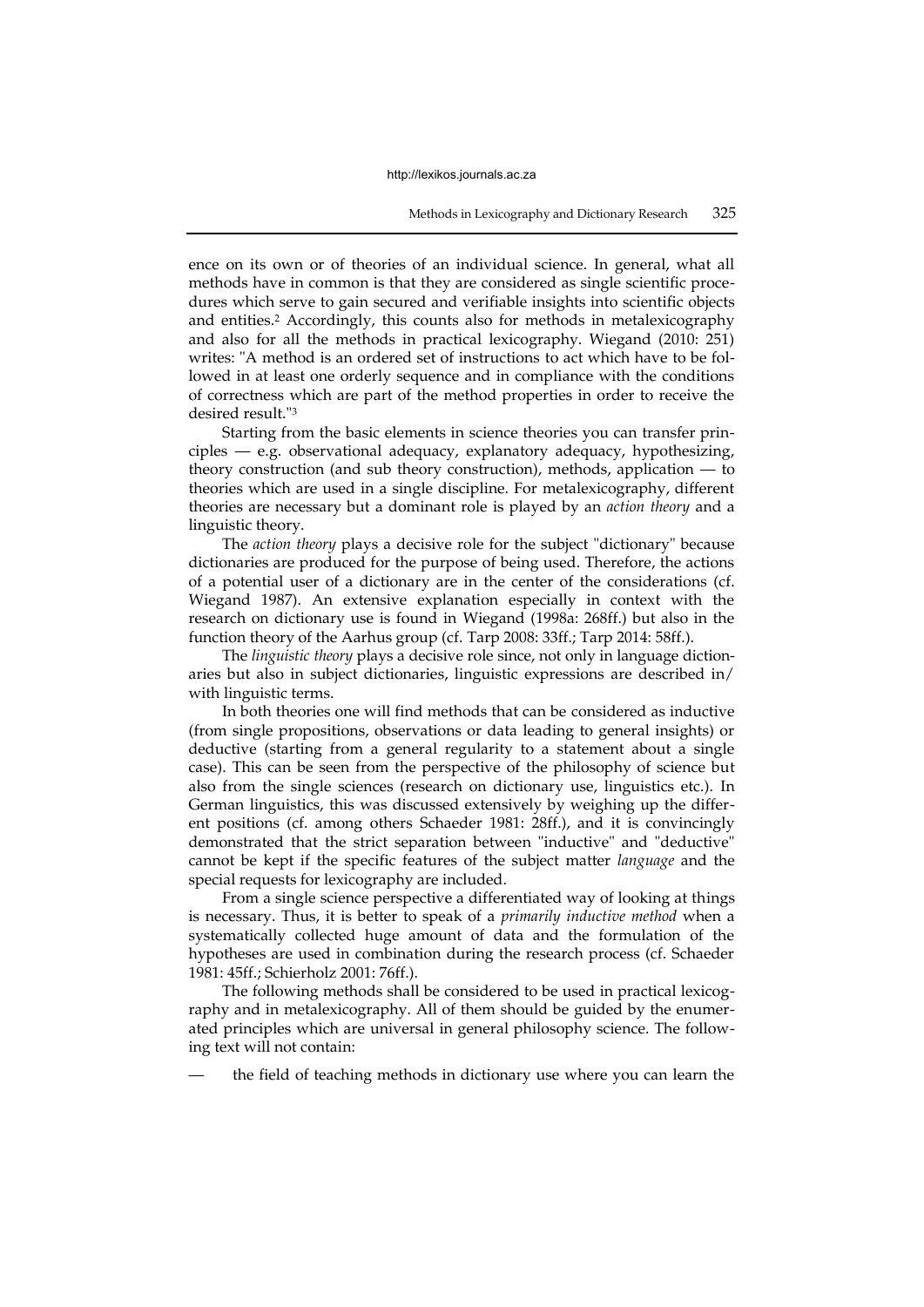ence on its own or of theories of an individual science. In general, what all methods have in common is that they are considered as single scientific procedures which serve to gain secured and verifiable insights into scientific objects and entities.[2] Accordingly, this counts also for methods in metalexicography and also for all the methods in practical lexicography. Wiegand (2010: 251) writes: "A method is an ordered set of instructions to act which have to be followed in at least one orderly sequence and in compliance with the conditions of correctness which are part of the method properties in order to receive the desired result."[3]

Starting from the basic elements in science theories you can transfer principles — e.g. observational adequacy, explanatory adequacy, hypothesizing, theory construction (and sub theory construction), methods, application — to theories which are used in a single discipline. For metalexicography, different theories are necessary but a dominant role is played by an *action theory* and a linguistic theory.

The *action theory* plays a decisive role for the subject "dictionary" because dictionaries are produced for the purpose of being used. Therefore, the actions of a potential user of a dictionary are in the center of the considerations (cf. Wiegand 1987). An extensive explanation especially in context with the research on dictionary use is found in Wiegand (1998a: 268ff.) but also in the function theory of the Aarhus group (cf. Tarp 2008: 33ff.; Tarp 2014: 58ff.).

The *linguistic theory* plays a decisive role since, not only in language dictionaries but also in subject dictionaries, linguistic expressions are described in/with linguistic terms.

In both theories one will find methods that can be considered as inductive (from single propositions, observations or data leading to general insights) or deductive (starting from a general regularity to a statement about a single case). This can be seen from the perspective of the philosophy of science but also from the single sciences (research on dictionary use, linguistics etc.). In German linguistics, this was discussed extensively by weighing up the different positions (cf. among others Schaeder 1981: 28ff.), and it is convincingly demonstrated that the strict separation between "inductive" and "deductive" cannot be kept if the specific features of the subject matter *language* and the special requests for lexicography are included.

From a single science perspective a differentiated way of looking at things is necessary. Thus, it is better to speak of a *primarily inductive method* when a systematically collected huge amount of data and the formulation of the hypotheses are used in combination during the research process (cf. Schaeder 1981: 45ff.; Schierholz 2001: 76ff.).

The following methods shall be considered to be used in practical lexicography and in metalexicography. All of them should be guided by the enumerated principles which are universal in general philosophy science. The following text will not contain:

— the field of teaching methods in dictionary use where you can learn the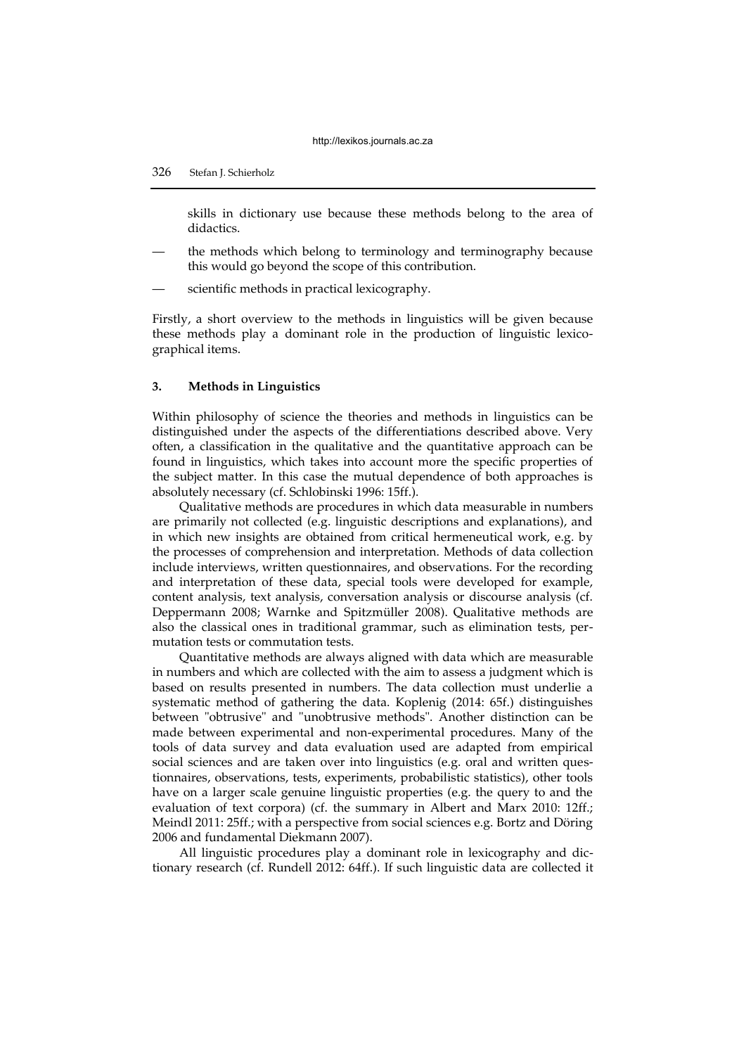skills in dictionary use because these methods belong to the area of didactics.

- the methods which belong to terminology and terminography because this would go beyond the scope of this contribution.
- scientific methods in practical lexicography.

Firstly, a short overview to the methods in linguistics will be given because these methods play a dominant role in the production of linguistic lexicographical items.

## 3. Methods in Linguistics

Within philosophy of science the theories and methods in linguistics can be distinguished under the aspects of the differentiations described above. Very often, a classification in the qualitative and the quantitative approach can be found in linguistics, which takes into account more the specific properties of the subject matter. In this case the mutual dependence of both approaches is absolutely necessary (cf. Schlobinski 1996: 15ff.).

Qualitative methods are procedures in which data measurable in numbers are primarily not collected (e.g. linguistic descriptions and explanations), and in which new insights are obtained from critical hermeneutical work, e.g. by the processes of comprehension and interpretation. Methods of data collection include interviews, written questionnaires, and observations. For the recording and interpretation of these data, special tools were developed for example, content analysis, text analysis, conversation analysis or discourse analysis (cf. Deppermann 2008; Warnke and Spitzmüller 2008). Qualitative methods are also the classical ones in traditional grammar, such as elimination tests, permutation tests or commutation tests.

Quantitative methods are always aligned with data which are measurable in numbers and which are collected with the aim to assess a judgment which is based on results presented in numbers. The data collection must underlie a systematic method of gathering the data. Koplenig (2014: 65f.) distinguishes between "obtrusive" and "unobtrusive methods". Another distinction can be made between experimental and non-experimental procedures. Many of the tools of data survey and data evaluation used are adapted from empirical social sciences and are taken over into linguistics (e.g. oral and written questionnaires, observations, tests, experiments, probabilistic statistics), other tools have on a larger scale genuine linguistic properties (e.g. the query to and the evaluation of text corpora) (cf. the summary in Albert and Marx 2010: 12ff.; Meindl 2011: 25ff.; with a perspective from social sciences e.g. Bortz and Döring 2006 and fundamental Diekmann 2007).

All linguistic procedures play a dominant role in lexicography and dictionary research (cf. Rundell 2012: 64ff.). If such linguistic data are collected it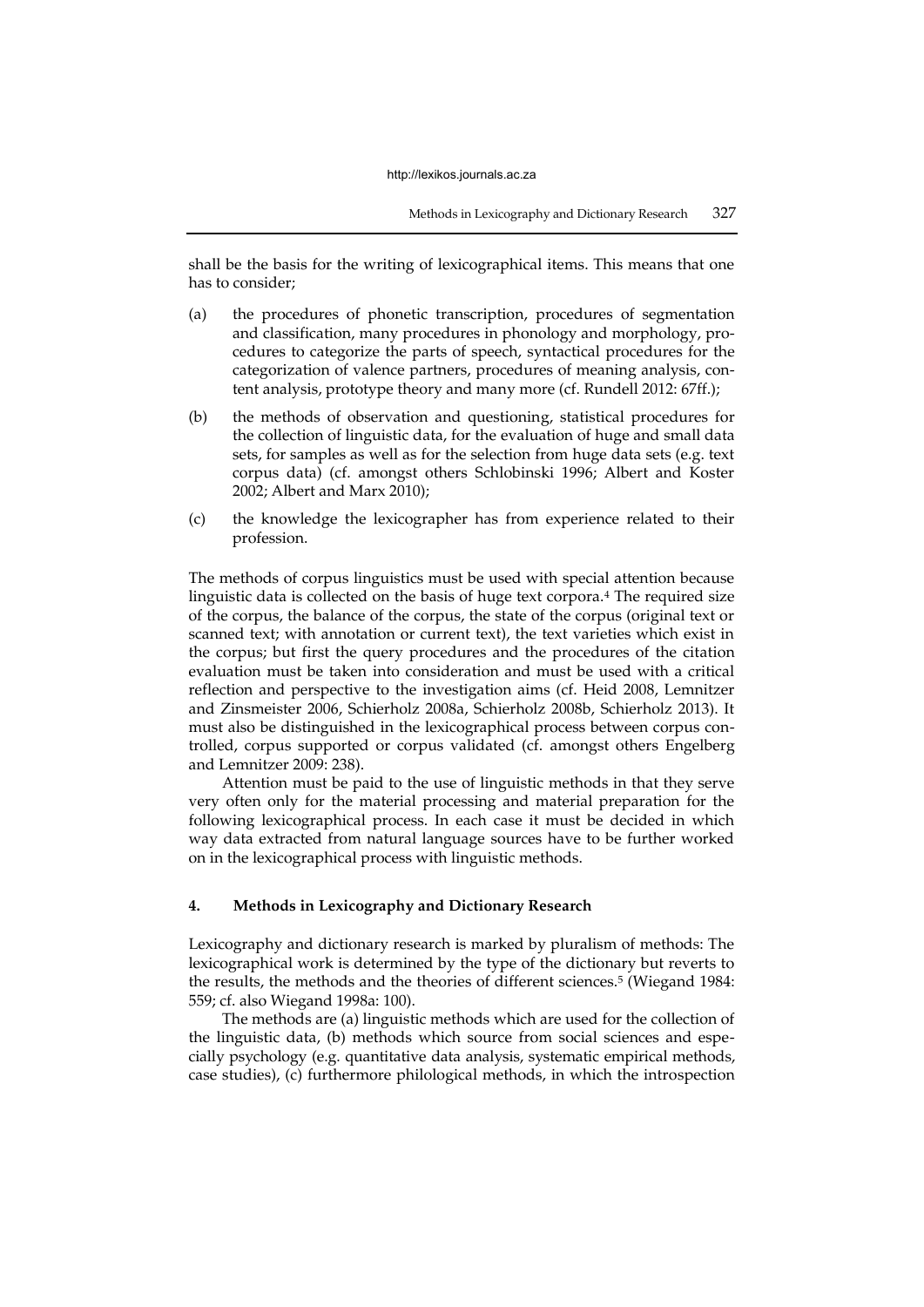shall be the basis for the writing of lexicographical items. This means that one has to consider;

(a) the procedures of phonetic transcription, procedures of segmentation and classification, many procedures in phonology and morphology, procedures to categorize the parts of speech, syntactical procedures for the categorization of valence partners, procedures of meaning analysis, content analysis, prototype theory and many more (cf. Rundell 2012: 67ff.);

(b) the methods of observation and questioning, statistical procedures for the collection of linguistic data, for the evaluation of huge and small data sets, for samples as well as for the selection from huge data sets (e.g. text corpus data) (cf. amongst others Schlobinski 1996; Albert and Koster 2002; Albert and Marx 2010);

(c) the knowledge the lexicographer has from experience related to their profession.

The methods of corpus linguistics must be used with special attention because linguistic data is collected on the basis of huge text corpora.[4] The required size of the corpus, the balance of the corpus, the state of the corpus (original text or scanned text; with annotation or current text), the text varieties which exist in the corpus; but first the query procedures and the procedures of the citation evaluation must be taken into consideration and must be used with a critical reflection and perspective to the investigation aims (cf. Heid 2008, Lemnitzer and Zinsmeister 2006, Schierholz 2008a, Schierholz 2008b, Schierholz 2013). It must also be distinguished in the lexicographical process between corpus controlled, corpus supported or corpus validated (cf. amongst others Engelberg and Lemnitzer 2009: 238).

Attention must be paid to the use of linguistic methods in that they serve very often only for the material processing and material preparation for the following lexicographical process. In each case it must be decided in which way data extracted from natural language sources have to be further worked on in the lexicographical process with linguistic methods.

## 4. Methods in Lexicography and Dictionary Research

Lexicography and dictionary research is marked by pluralism of methods: The lexicographical work is determined by the type of the dictionary but reverts to the results, the methods and the theories of different sciences.[5] (Wiegand 1984: 559; cf. also Wiegand 1998a: 100).

The methods are (a) linguistic methods which are used for the collection of the linguistic data, (b) methods which source from social sciences and especially psychology (e.g. quantitative data analysis, systematic empirical methods, case studies), (c) furthermore philological methods, in which the introspection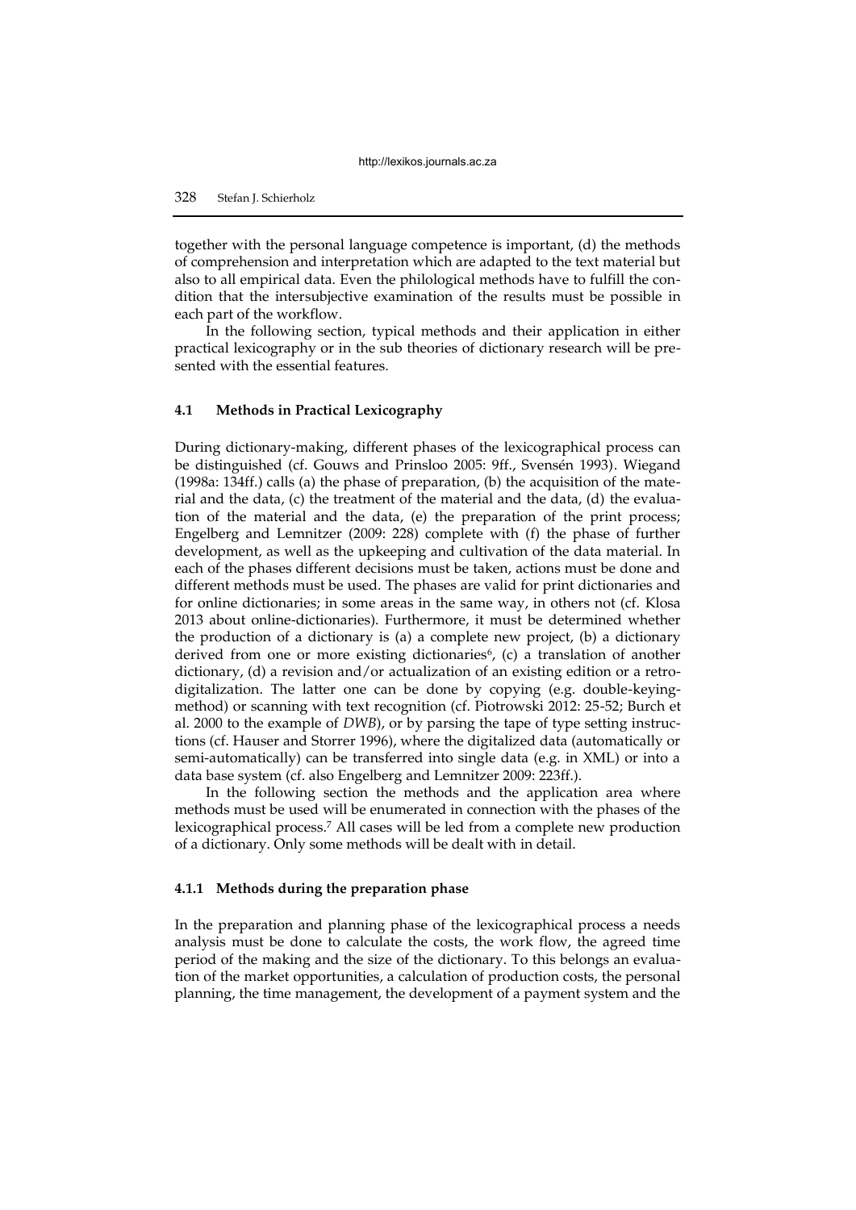together with the personal language competence is important, (d) the methods of comprehension and interpretation which are adapted to the text material but also to all empirical data. Even the philological methods have to fulfill the condition that the intersubjective examination of the results must be possible in each part of the workflow.

In the following section, typical methods and their application in either practical lexicography or in the sub theories of dictionary research will be presented with the essential features.

### 4.1 Methods in Practical Lexicography

During dictionary-making, different phases of the lexicographical process can be distinguished (cf. Gouws and Prinsloo 2005: 9ff., Svensén 1993). Wiegand (1998a: 134ff.) calls (a) the phase of preparation, (b) the acquisition of the material and the data, (c) the treatment of the material and the data, (d) the evaluation of the material and the data, (e) the preparation of the print process; Engelberg and Lemnitzer (2009: 228) complete with (f) the phase of further development, as well as the upkeeping and cultivation of the data material. In each of the phases different decisions must be taken, actions must be done and different methods must be used. The phases are valid for print dictionaries and for online dictionaries; in some areas in the same way, in others not (cf. Klosa 2013 about online-dictionaries). Furthermore, it must be determined whether the production of a dictionary is (a) a complete new project, (b) a dictionary derived from one or more existing dictionaries[6], (c) a translation of another dictionary, (d) a revision and/or actualization of an existing edition or a retro-digitalization. The latter one can be done by copying (e.g. double-keying-method) or scanning with text recognition (cf. Piotrowski 2012: 25-52; Burch et al. 2000 to the example of *DWB*), or by parsing the tape of type setting instructions (cf. Hauser and Storrer 1996), where the digitalized data (automatically or semi-automatically) can be transferred into single data (e.g. in XML) or into a data base system (cf. also Engelberg and Lemnitzer 2009: 223ff.).

In the following section the methods and the application area where methods must be used will be enumerated in connection with the phases of the lexicographical process.[7] All cases will be led from a complete new production of a dictionary. Only some methods will be dealt with in detail.

#### 4.1.1 Methods during the preparation phase

In the preparation and planning phase of the lexicographical process a needs analysis must be done to calculate the costs, the work flow, the agreed time period of the making and the size of the dictionary. To this belongs an evaluation of the market opportunities, a calculation of production costs, the personal planning, the time management, the development of a payment system and the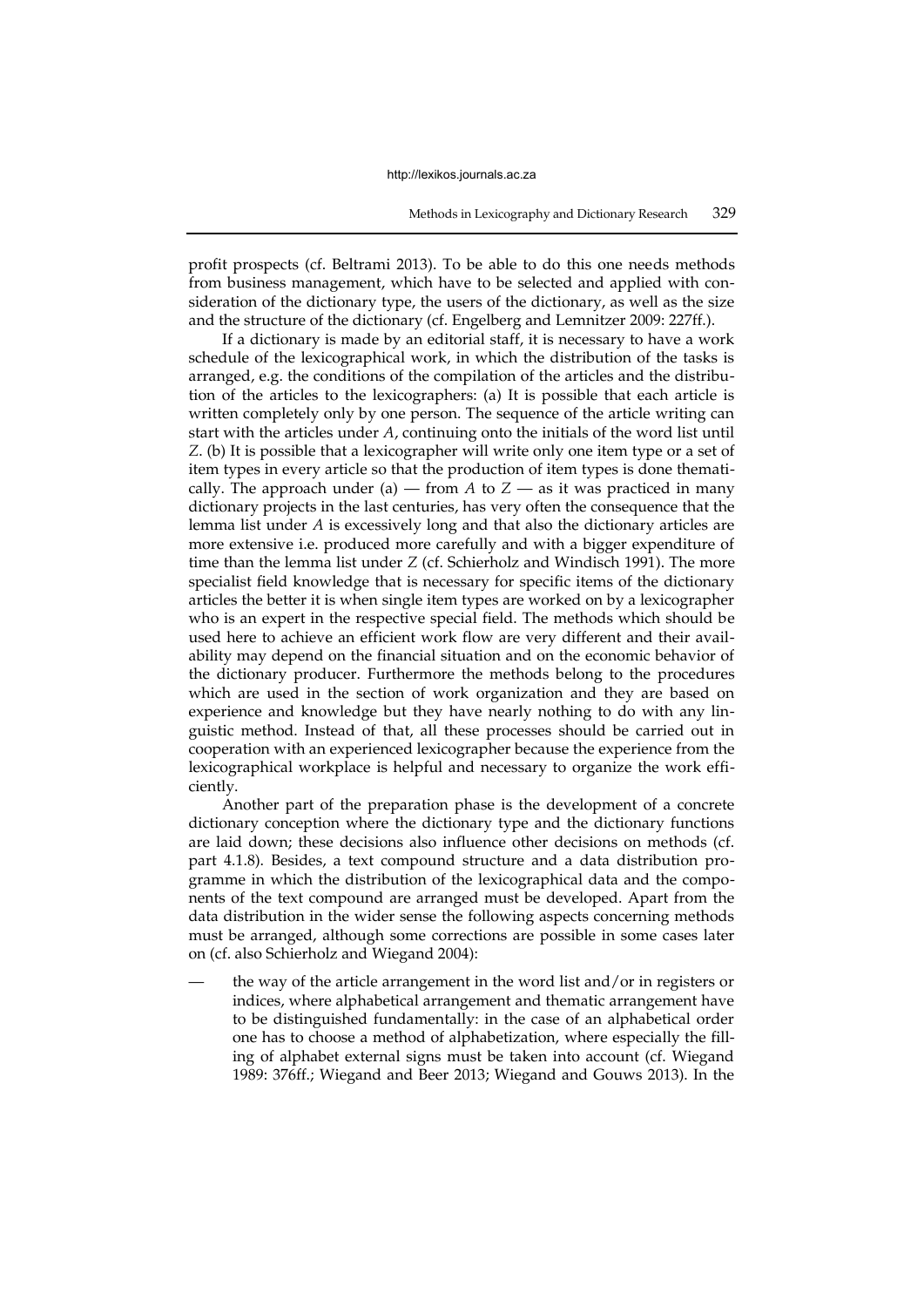profit prospects (cf. Beltrami 2013). To be able to do this one needs methods from business management, which have to be selected and applied with consideration of the dictionary type, the users of the dictionary, as well as the size and the structure of the dictionary (cf. Engelberg and Lemnitzer 2009: 227ff.).

If a dictionary is made by an editorial staff, it is necessary to have a work schedule of the lexicographical work, in which the distribution of the tasks is arranged, e.g. the conditions of the compilation of the articles and the distribution of the articles to the lexicographers: (a) It is possible that each article is written completely only by one person. The sequence of the article writing can start with the articles under *A*, continuing onto the initials of the word list until *Z*. (b) It is possible that a lexicographer will write only one item type or a set of item types in every article so that the production of item types is done thematically. The approach under (a) — from *A* to *Z* — as it was practiced in many dictionary projects in the last centuries, has very often the consequence that the lemma list under *A* is excessively long and that also the dictionary articles are more extensive i.e. produced more carefully and with a bigger expenditure of time than the lemma list under *Z* (cf. Schierholz and Windisch 1991). The more specialist field knowledge that is necessary for specific items of the dictionary articles the better it is when single item types are worked on by a lexicographer who is an expert in the respective special field. The methods which should be used here to achieve an efficient work flow are very different and their availability may depend on the financial situation and on the economic behavior of the dictionary producer. Furthermore the methods belong to the procedures which are used in the section of work organization and they are based on experience and knowledge but they have nearly nothing to do with any linguistic method. Instead of that, all these processes should be carried out in cooperation with an experienced lexicographer because the experience from the lexicographical workplace is helpful and necessary to organize the work efficiently.

Another part of the preparation phase is the development of a concrete dictionary conception where the dictionary type and the dictionary functions are laid down; these decisions also influence other decisions on methods (cf. part 4.1.8). Besides, a text compound structure and a data distribution programme in which the distribution of the lexicographical data and the components of the text compound are arranged must be developed. Apart from the data distribution in the wider sense the following aspects concerning methods must be arranged, although some corrections are possible in some cases later on (cf. also Schierholz and Wiegand 2004):

— the way of the article arrangement in the word list and/or in registers or indices, where alphabetical arrangement and thematic arrangement have to be distinguished fundamentally: in the case of an alphabetical order one has to choose a method of alphabetization, where especially the filling of alphabet external signs must be taken into account (cf. Wiegand 1989: 376ff.; Wiegand and Beer 2013; Wiegand and Gouws 2013). In the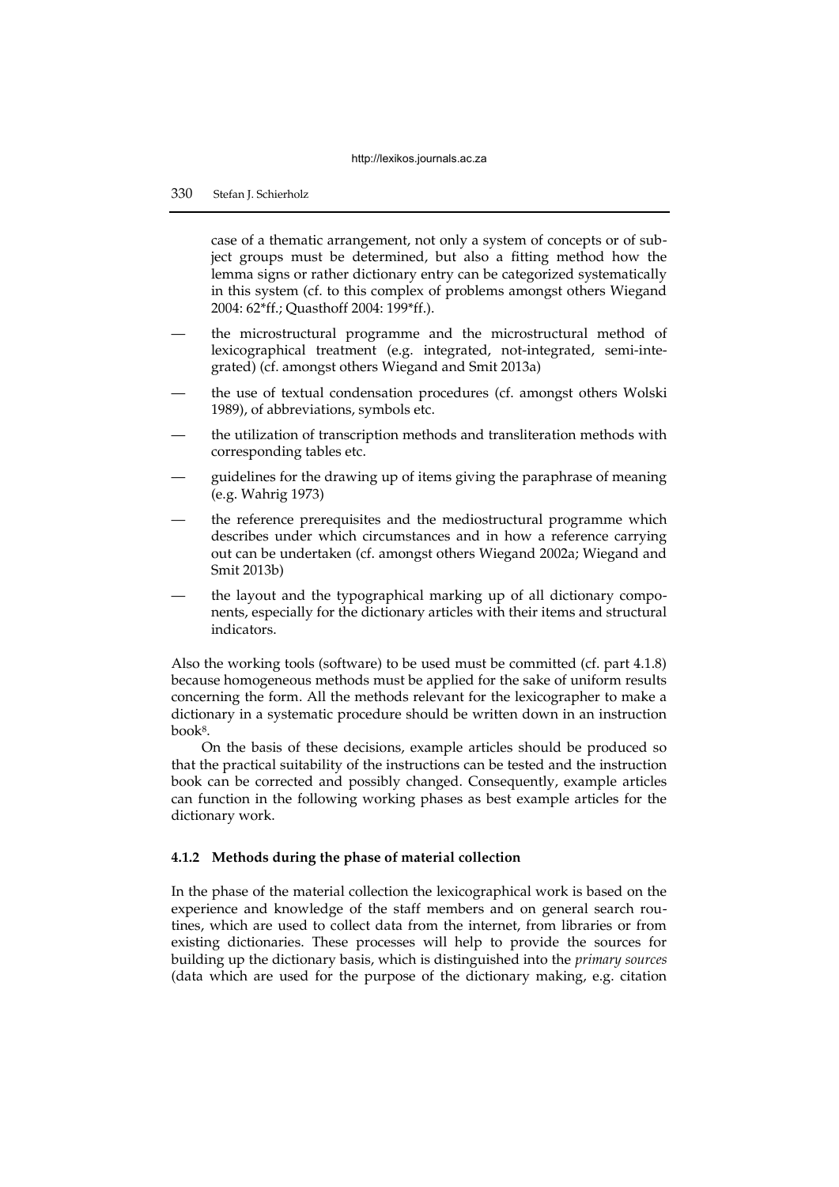case of a thematic arrangement, not only a system of concepts or of subject groups must be determined, but also a fitting method how the lemma signs or rather dictionary entry can be categorized systematically in this system (cf. to this complex of problems amongst others Wiegand 2004: 62*ff.; Quasthoff 2004: 199*ff.).

— the microstructural programme and the microstructural method of lexicographical treatment (e.g. integrated, not-integrated, semi-integrated) (cf. amongst others Wiegand and Smit 2013a)

— the use of textual condensation procedures (cf. amongst others Wolski 1989), of abbreviations, symbols etc.

— the utilization of transcription methods and transliteration methods with corresponding tables etc.

— guidelines for the drawing up of items giving the paraphrase of meaning (e.g. Wahrig 1973)

— the reference prerequisites and the mediostructural programme which describes under which circumstances and in how a reference carrying out can be undertaken (cf. amongst others Wiegand 2002a; Wiegand and Smit 2013b)

— the layout and the typographical marking up of all dictionary components, especially for the dictionary articles with their items and structural indicators.

Also the working tools (software) to be used must be committed (cf. part 4.1.8) because homogeneous methods must be applied for the sake of uniform results concerning the form. All the methods relevant for the lexicographer to make a dictionary in a systematic procedure should be written down in an instruction book[8].

On the basis of these decisions, example articles should be produced so that the practical suitability of the instructions can be tested and the instruction book can be corrected and possibly changed. Consequently, example articles can function in the following working phases as best example articles for the dictionary work.

#### 4.1.2 Methods during the phase of material collection

In the phase of the material collection the lexicographical work is based on the experience and knowledge of the staff members and on general search routines, which are used to collect data from the internet, from libraries or from existing dictionaries. These processes will help to provide the sources for building up the dictionary basis, which is distinguished into the *primary sources* (data which are used for the purpose of the dictionary making, e.g. citation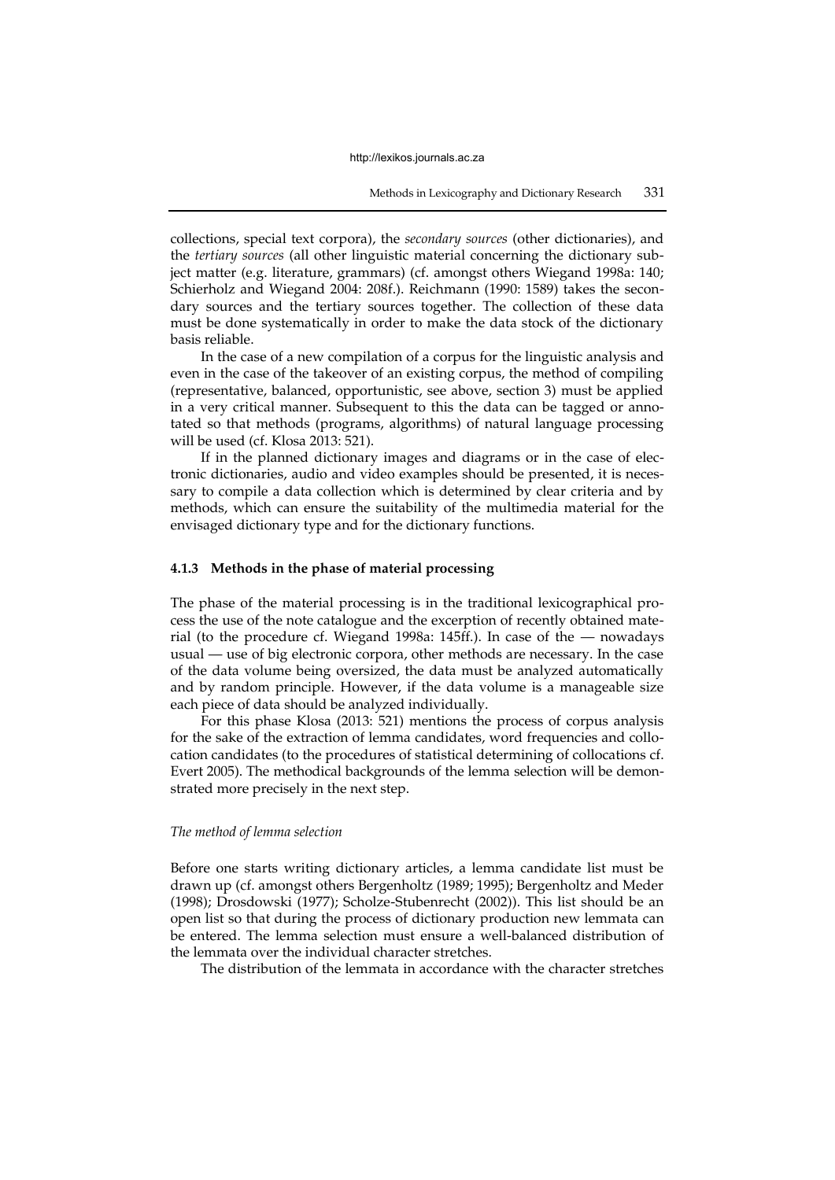collections, special text corpora), the *secondary sources* (other dictionaries), and the *tertiary sources* (all other linguistic material concerning the dictionary subject matter (e.g. literature, grammars) (cf. amongst others Wiegand 1998a: 140; Schierholz and Wiegand 2004: 208f.). Reichmann (1990: 1589) takes the secondary sources and the tertiary sources together. The collection of these data must be done systematically in order to make the data stock of the dictionary basis reliable.

In the case of a new compilation of a corpus for the linguistic analysis and even in the case of the takeover of an existing corpus, the method of compiling (representative, balanced, opportunistic, see above, section 3) must be applied in a very critical manner. Subsequent to this the data can be tagged or annotated so that methods (programs, algorithms) of natural language processing will be used (cf. Klosa 2013: 521).

If in the planned dictionary images and diagrams or in the case of electronic dictionaries, audio and video examples should be presented, it is necessary to compile a data collection which is determined by clear criteria and by methods, which can ensure the suitability of the multimedia material for the envisaged dictionary type and for the dictionary functions.

#### 4.1.3 Methods in the phase of material processing

The phase of the material processing is in the traditional lexicographical process the use of the note catalogue and the excerption of recently obtained material (to the procedure cf. Wiegand 1998a: 145ff.). In case of the — nowadays usual — use of big electronic corpora, other methods are necessary. In the case of the data volume being oversized, the data must be analyzed automatically and by random principle. However, if the data volume is a manageable size each piece of data should be analyzed individually.

For this phase Klosa (2013: 521) mentions the process of corpus analysis for the sake of the extraction of lemma candidates, word frequencies and collocation candidates (to the procedures of statistical determining of collocations cf. Evert 2005). The methodical backgrounds of the lemma selection will be demonstrated more precisely in the next step.

*The method of lemma selection*

Before one starts writing dictionary articles, a lemma candidate list must be drawn up (cf. amongst others Bergenholtz (1989; 1995); Bergenholtz and Meder (1998); Drosdowski (1977); Scholze-Stubenrecht (2002)). This list should be an open list so that during the process of dictionary production new lemmata can be entered. The lemma selection must ensure a well-balanced distribution of the lemmata over the individual character stretches.

The distribution of the lemmata in accordance with the character stretches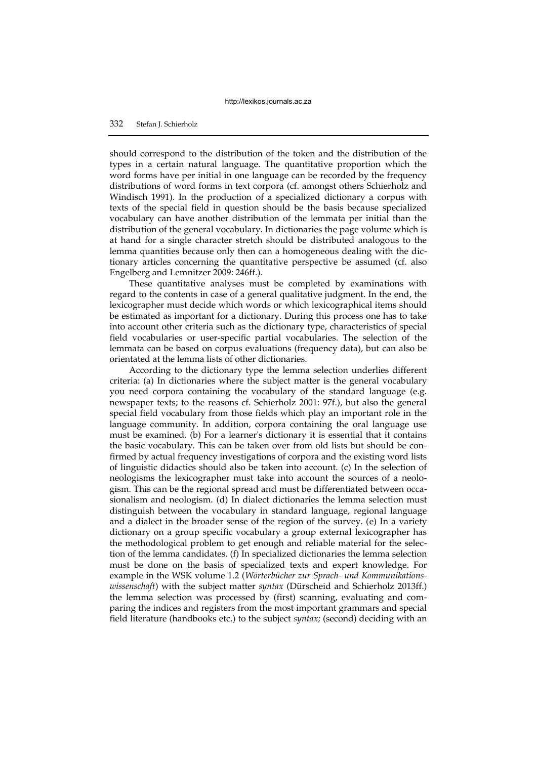should correspond to the distribution of the token and the distribution of the types in a certain natural language. The quantitative proportion which the word forms have per initial in one language can be recorded by the frequency distributions of word forms in text corpora (cf. amongst others Schierholz and Windisch 1991). In the production of a specialized dictionary a corpus with texts of the special field in question should be the basis because specialized vocabulary can have another distribution of the lemmata per initial than the distribution of the general vocabulary. In dictionaries the page volume which is at hand for a single character stretch should be distributed analogous to the lemma quantities because only then can a homogeneous dealing with the dictionary articles concerning the quantitative perspective be assumed (cf. also Engelberg and Lemnitzer 2009: 246ff.).

These quantitative analyses must be completed by examinations with regard to the contents in case of a general qualitative judgment. In the end, the lexicographer must decide which words or which lexicographical items should be estimated as important for a dictionary. During this process one has to take into account other criteria such as the dictionary type, characteristics of special field vocabularies or user-specific partial vocabularies. The selection of the lemmata can be based on corpus evaluations (frequency data), but can also be orientated at the lemma lists of other dictionaries.

According to the dictionary type the lemma selection underlies different criteria: (a) In dictionaries where the subject matter is the general vocabulary you need corpora containing the vocabulary of the standard language (e.g. newspaper texts; to the reasons cf. Schierholz 2001: 97f.), but also the general special field vocabulary from those fields which play an important role in the language community. In addition, corpora containing the oral language use must be examined. (b) For a learner's dictionary it is essential that it contains the basic vocabulary. This can be taken over from old lists but should be confirmed by actual frequency investigations of corpora and the existing word lists of linguistic didactics should also be taken into account. (c) In the selection of neologisms the lexicographer must take into account the sources of a neologism. This can be the regional spread and must be differentiated between occasionalism and neologism. (d) In dialect dictionaries the lemma selection must distinguish between the vocabulary in standard language, regional language and a dialect in the broader sense of the region of the survey. (e) In a variety dictionary on a group specific vocabulary a group external lexicographer has the methodological problem to get enough and reliable material for the selection of the lemma candidates. (f) In specialized dictionaries the lemma selection must be done on the basis of specialized texts and expert knowledge. For example in the WSK volume 1.2 (*Wörterbücher zur Sprach- und Kommunikationswissenschaft*) with the subject matter *syntax* (Dürscheid and Schierholz 2013ff.) the lemma selection was processed by (first) scanning, evaluating and comparing the indices and registers from the most important grammars and special field literature (handbooks etc.) to the subject *syntax;* (second) deciding with an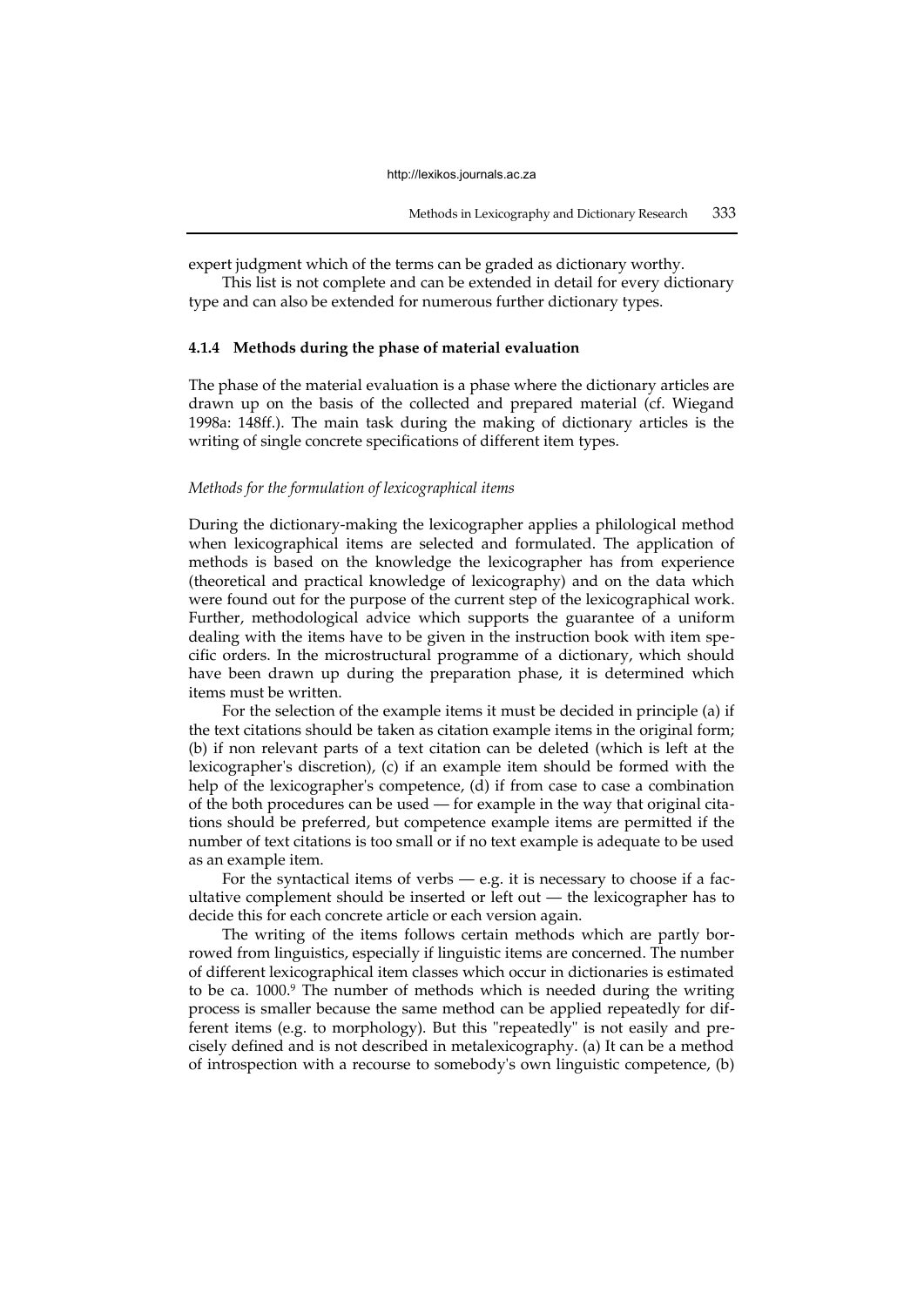expert judgment which of the terms can be graded as dictionary worthy.

This list is not complete and can be extended in detail for every dictionary type and can also be extended for numerous further dictionary types.

#### 4.1.4 Methods during the phase of material evaluation

The phase of the material evaluation is a phase where the dictionary articles are drawn up on the basis of the collected and prepared material (cf. Wiegand 1998a: 148ff.). The main task during the making of dictionary articles is the writing of single concrete specifications of different item types.

*Methods for the formulation of lexicographical items*

During the dictionary-making the lexicographer applies a philological method when lexicographical items are selected and formulated. The application of methods is based on the knowledge the lexicographer has from experience (theoretical and practical knowledge of lexicography) and on the data which were found out for the purpose of the current step of the lexicographical work. Further, methodological advice which supports the guarantee of a uniform dealing with the items have to be given in the instruction book with item specific orders. In the microstructural programme of a dictionary, which should have been drawn up during the preparation phase, it is determined which items must be written.

For the selection of the example items it must be decided in principle (a) if the text citations should be taken as citation example items in the original form; (b) if non relevant parts of a text citation can be deleted (which is left at the lexicographer's discretion), (c) if an example item should be formed with the help of the lexicographer's competence, (d) if from case to case a combination of the both procedures can be used — for example in the way that original citations should be preferred, but competence example items are permitted if the number of text citations is too small or if no text example is adequate to be used as an example item.

For the syntactical items of verbs — e.g. it is necessary to choose if a facultative complement should be inserted or left out — the lexicographer has to decide this for each concrete article or each version again.

The writing of the items follows certain methods which are partly borrowed from linguistics, especially if linguistic items are concerned. The number of different lexicographical item classes which occur in dictionaries is estimated to be ca. 1000.[9] The number of methods which is needed during the writing process is smaller because the same method can be applied repeatedly for different items (e.g. to morphology). But this "repeatedly" is not easily and precisely defined and is not described in metalexicography. (a) It can be a method of introspection with a recourse to somebody's own linguistic competence, (b)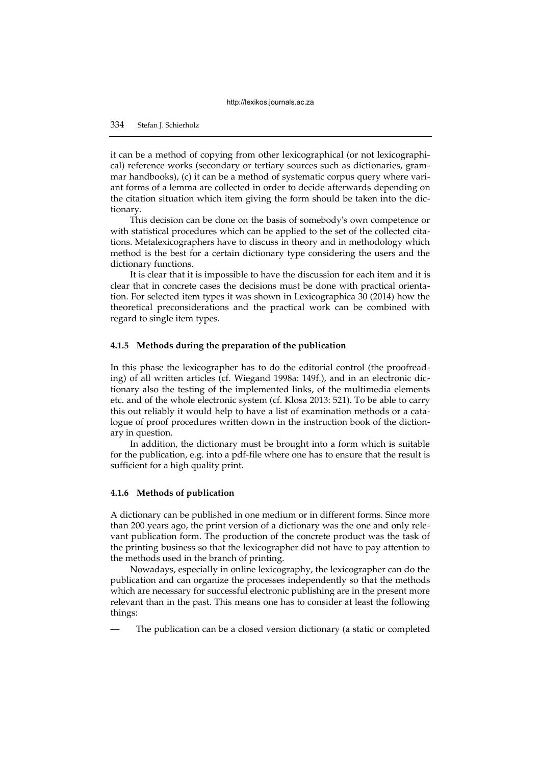it can be a method of copying from other lexicographical (or not lexicographical) reference works (secondary or tertiary sources such as dictionaries, grammar handbooks), (c) it can be a method of systematic corpus query where variant forms of a lemma are collected in order to decide afterwards depending on the citation situation which item giving the form should be taken into the dictionary.

This decision can be done on the basis of somebody's own competence or with statistical procedures which can be applied to the set of the collected citations. Metalexicographers have to discuss in theory and in methodology which method is the best for a certain dictionary type considering the users and the dictionary functions.

It is clear that it is impossible to have the discussion for each item and it is clear that in concrete cases the decisions must be done with practical orientation. For selected item types it was shown in Lexicographica 30 (2014) how the theoretical preconsiderations and the practical work can be combined with regard to single item types.

#### 4.1.5 Methods during the preparation of the publication

In this phase the lexicographer has to do the editorial control (the proofreading) of all written articles (cf. Wiegand 1998a: 149f.), and in an electronic dictionary also the testing of the implemented links, of the multimedia elements etc. and of the whole electronic system (cf. Klosa 2013: 521). To be able to carry this out reliably it would help to have a list of examination methods or a catalogue of proof procedures written down in the instruction book of the dictionary in question.

In addition, the dictionary must be brought into a form which is suitable for the publication, e.g. into a pdf-file where one has to ensure that the result is sufficient for a high quality print.

#### 4.1.6 Methods of publication

A dictionary can be published in one medium or in different forms. Since more than 200 years ago, the print version of a dictionary was the one and only relevant publication form. The production of the concrete product was the task of the printing business so that the lexicographer did not have to pay attention to the methods used in the branch of printing.

Nowadays, especially in online lexicography, the lexicographer can do the publication and can organize the processes independently so that the methods which are necessary for successful electronic publishing are in the present more relevant than in the past. This means one has to consider at least the following things:

— The publication can be a closed version dictionary (a static or completed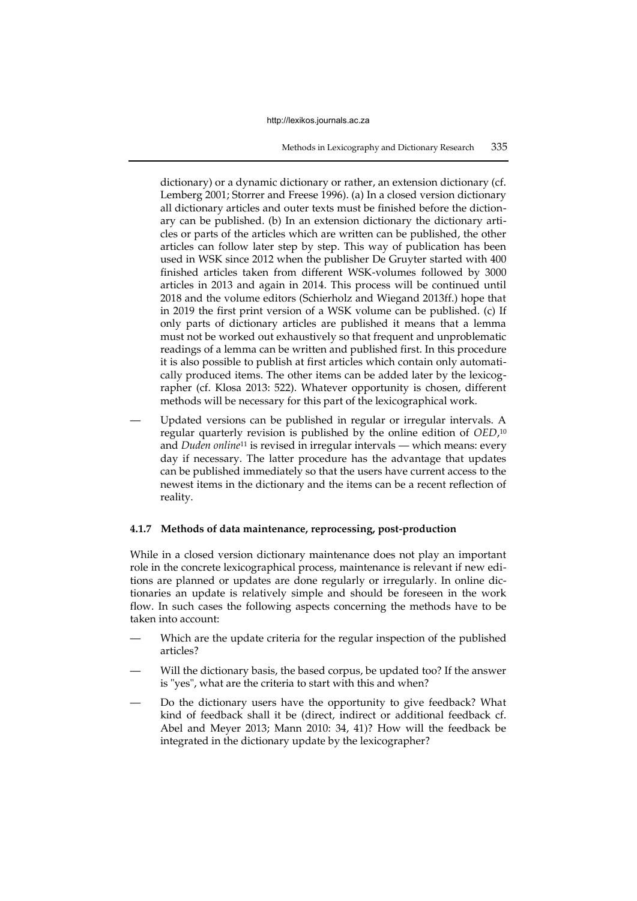dictionary) or a dynamic dictionary or rather, an extension dictionary (cf. Lemberg 2001; Storrer and Freese 1996). (a) In a closed version dictionary all dictionary articles and outer texts must be finished before the dictionary can be published. (b) In an extension dictionary the dictionary articles or parts of the articles which are written can be published, the other articles can follow later step by step. This way of publication has been used in WSK since 2012 when the publisher De Gruyter started with 400 finished articles taken from different WSK-volumes followed by 3000 articles in 2013 and again in 2014. This process will be continued until 2018 and the volume editors (Schierholz and Wiegand 2013ff.) hope that in 2019 the first print version of a WSK volume can be published. (c) If only parts of dictionary articles are published it means that a lemma must not be worked out exhaustively so that frequent and unproblematic readings of a lemma can be written and published first. In this procedure it is also possible to publish at first articles which contain only automatically produced items. The other items can be added later by the lexicographer (cf. Klosa 2013: 522). Whatever opportunity is chosen, different methods will be necessary for this part of the lexicographical work.

— Updated versions can be published in regular or irregular intervals. A regular quarterly revision is published by the online edition of *OED*,[10] and *Duden online*[11] is revised in irregular intervals — which means: every day if necessary. The latter procedure has the advantage that updates can be published immediately so that the users have current access to the newest items in the dictionary and the items can be a recent reflection of reality.

#### 4.1.7 Methods of data maintenance, reprocessing, post-production

While in a closed version dictionary maintenance does not play an important role in the concrete lexicographical process, maintenance is relevant if new editions are planned or updates are done regularly or irregularly. In online dictionaries an update is relatively simple and should be foreseen in the work flow. In such cases the following aspects concerning the methods have to be taken into account:

— Which are the update criteria for the regular inspection of the published articles?

— Will the dictionary basis, the based corpus, be updated too? If the answer is "yes", what are the criteria to start with this and when?

— Do the dictionary users have the opportunity to give feedback? What kind of feedback shall it be (direct, indirect or additional feedback cf. Abel and Meyer 2013; Mann 2010: 34, 41)? How will the feedback be integrated in the dictionary update by the lexicographer?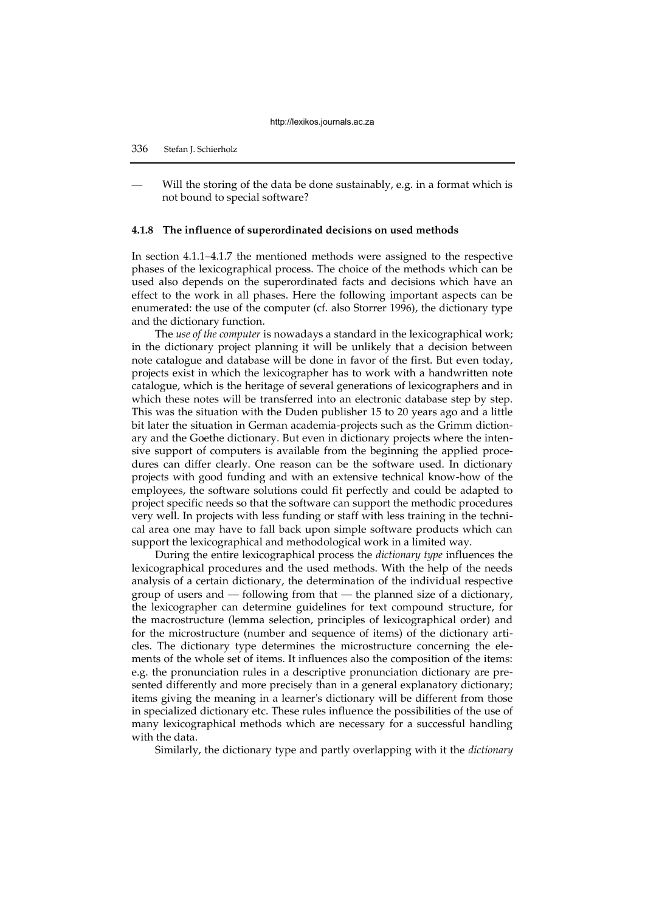— Will the storing of the data be done sustainably, e.g. in a format which is not bound to special software?

### 4.1.8 The influence of superordinated decisions on used methods

In section 4.1.1–4.1.7 the mentioned methods were assigned to the respective phases of the lexicographical process. The choice of the methods which can be used also depends on the superordinated facts and decisions which have an effect to the work in all phases. Here the following important aspects can be enumerated: the use of the computer (cf. also Storrer 1996), the dictionary type and the dictionary function.

The *use of the computer* is nowadays a standard in the lexicographical work; in the dictionary project planning it will be unlikely that a decision between note catalogue and database will be done in favor of the first. But even today, projects exist in which the lexicographer has to work with a handwritten note catalogue, which is the heritage of several generations of lexicographers and in which these notes will be transferred into an electronic database step by step. This was the situation with the Duden publisher 15 to 20 years ago and a little bit later the situation in German academia-projects such as the Grimm dictionary and the Goethe dictionary. But even in dictionary projects where the intensive support of computers is available from the beginning the applied procedures can differ clearly. One reason can be the software used. In dictionary projects with good funding and with an extensive technical know-how of the employees, the software solutions could fit perfectly and could be adapted to project specific needs so that the software can support the methodic procedures very well. In projects with less funding or staff with less training in the technical area one may have to fall back upon simple software products which can support the lexicographical and methodological work in a limited way.

During the entire lexicographical process the *dictionary type* influences the lexicographical procedures and the used methods. With the help of the needs analysis of a certain dictionary, the determination of the individual respective group of users and — following from that — the planned size of a dictionary, the lexicographer can determine guidelines for text compound structure, for the macrostructure (lemma selection, principles of lexicographical order) and for the microstructure (number and sequence of items) of the dictionary articles. The dictionary type determines the microstructure concerning the elements of the whole set of items. It influences also the composition of the items: e.g. the pronunciation rules in a descriptive pronunciation dictionary are presented differently and more precisely than in a general explanatory dictionary; items giving the meaning in a learner's dictionary will be different from those in specialized dictionary etc. These rules influence the possibilities of the use of many lexicographical methods which are necessary for a successful handling with the data.

Similarly, the dictionary type and partly overlapping with it the *dictionary*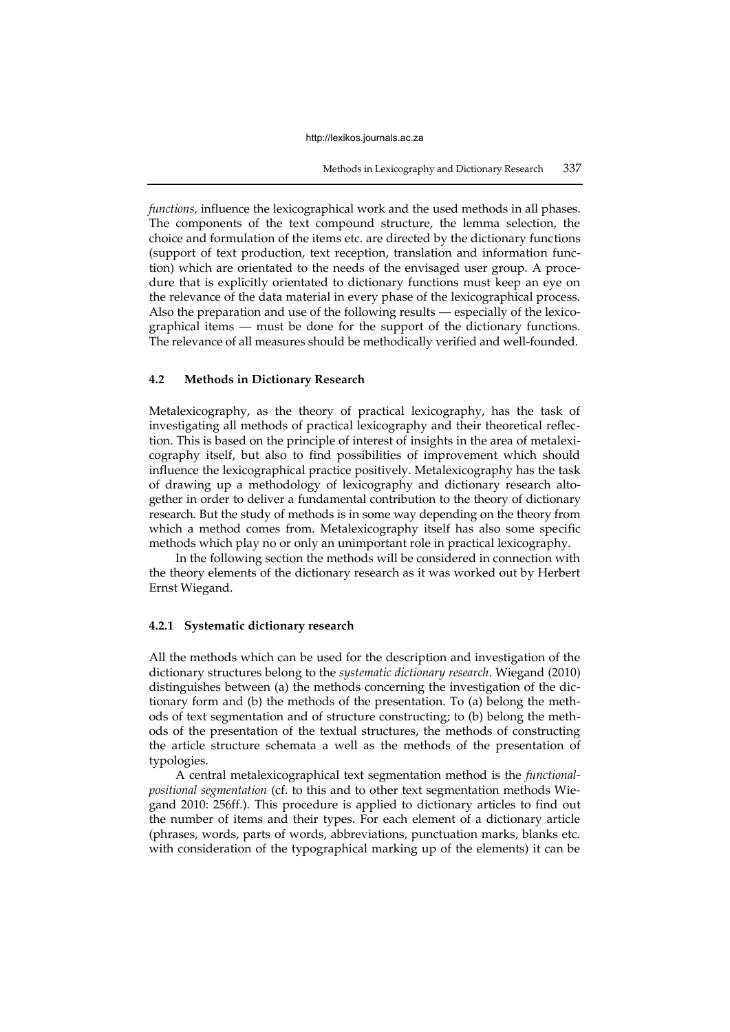*functions,* influence the lexicographical work and the used methods in all phases. The components of the text compound structure, the lemma selection, the choice and formulation of the items etc. are directed by the dictionary functions (support of text production, text reception, translation and information function) which are orientated to the needs of the envisaged user group. A procedure that is explicitly orientated to dictionary functions must keep an eye on the relevance of the data material in every phase of the lexicographical process. Also the preparation and use of the following results — especially of the lexicographical items — must be done for the support of the dictionary functions. The relevance of all measures should be methodically verified and well-founded.

### 4.2 Methods in Dictionary Research

Metalexicography, as the theory of practical lexicography, has the task of investigating all methods of practical lexicography and their theoretical reflection. This is based on the principle of interest of insights in the area of metalexicography itself, but also to find possibilities of improvement which should influence the lexicographical practice positively. Metalexicography has the task of drawing up a methodology of lexicography and dictionary research altogether in order to deliver a fundamental contribution to the theory of dictionary research. But the study of methods is in some way depending on the theory from which a method comes from. Metalexicography itself has also some specific methods which play no or only an unimportant role in practical lexicography.

In the following section the methods will be considered in connection with the theory elements of the dictionary research as it was worked out by Herbert Ernst Wiegand.

#### 4.2.1 Systematic dictionary research

All the methods which can be used for the description and investigation of the dictionary structures belong to the *systematic dictionary research*. Wiegand (2010) distinguishes between (a) the methods concerning the investigation of the dictionary form and (b) the methods of the presentation. To (a) belong the methods of text segmentation and of structure constructing; to (b) belong the methods of the presentation of the textual structures, the methods of constructing the article structure schemata a well as the methods of the presentation of typologies.

A central metalexicographical text segmentation method is the *functional-positional segmentation* (cf. to this and to other text segmentation methods Wiegand 2010: 256ff.). This procedure is applied to dictionary articles to find out the number of items and their types. For each element of a dictionary article (phrases, words, parts of words, abbreviations, punctuation marks, blanks etc. with consideration of the typographical marking up of the elements) it can be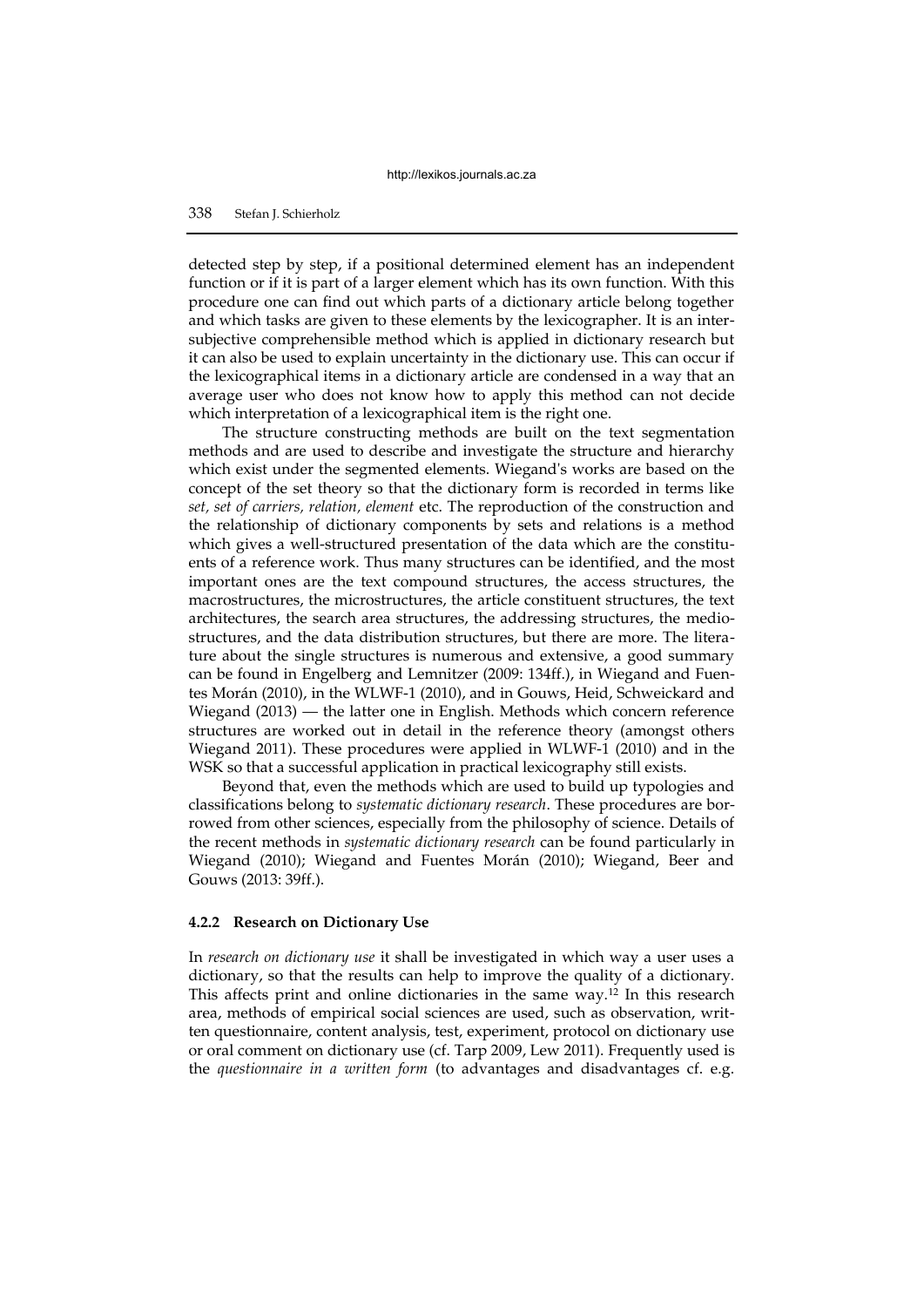detected step by step, if a positional determined element has an independent function or if it is part of a larger element which has its own function. With this procedure one can find out which parts of a dictionary article belong together and which tasks are given to these elements by the lexicographer. It is an intersubjective comprehensible method which is applied in dictionary research but it can also be used to explain uncertainty in the dictionary use. This can occur if the lexicographical items in a dictionary article are condensed in a way that an average user who does not know how to apply this method can not decide which interpretation of a lexicographical item is the right one.

The structure constructing methods are built on the text segmentation methods and are used to describe and investigate the structure and hierarchy which exist under the segmented elements. Wiegand's works are based on the concept of the set theory so that the dictionary form is recorded in terms like *set, set of carriers, relation, element* etc. The reproduction of the construction and the relationship of dictionary components by sets and relations is a method which gives a well-structured presentation of the data which are the constituents of a reference work. Thus many structures can be identified, and the most important ones are the text compound structures, the access structures, the macrostructures, the microstructures, the article constituent structures, the text architectures, the search area structures, the addressing structures, the mediostructures, and the data distribution structures, but there are more. The literature about the single structures is numerous and extensive, a good summary can be found in Engelberg and Lemnitzer (2009: 134ff.), in Wiegand and Fuentes Morán (2010), in the WLWF-1 (2010), and in Gouws, Heid, Schweickard and Wiegand (2013) — the latter one in English. Methods which concern reference structures are worked out in detail in the reference theory (amongst others Wiegand 2011). These procedures were applied in WLWF-1 (2010) and in the WSK so that a successful application in practical lexicography still exists.

Beyond that, even the methods which are used to build up typologies and classifications belong to *systematic dictionary research*. These procedures are borrowed from other sciences, especially from the philosophy of science. Details of the recent methods in *systematic dictionary research* can be found particularly in Wiegand (2010); Wiegand and Fuentes Morán (2010); Wiegand, Beer and Gouws (2013: 39ff.).

#### 4.2.2 Research on Dictionary Use

In *research on dictionary use* it shall be investigated in which way a user uses a dictionary, so that the results can help to improve the quality of a dictionary. This affects print and online dictionaries in the same way.[12] In this research area, methods of empirical social sciences are used, such as observation, written questionnaire, content analysis, test, experiment, protocol on dictionary use or oral comment on dictionary use (cf. Tarp 2009, Lew 2011). Frequently used is the *questionnaire in a written form* (to advantages and disadvantages cf. e.g.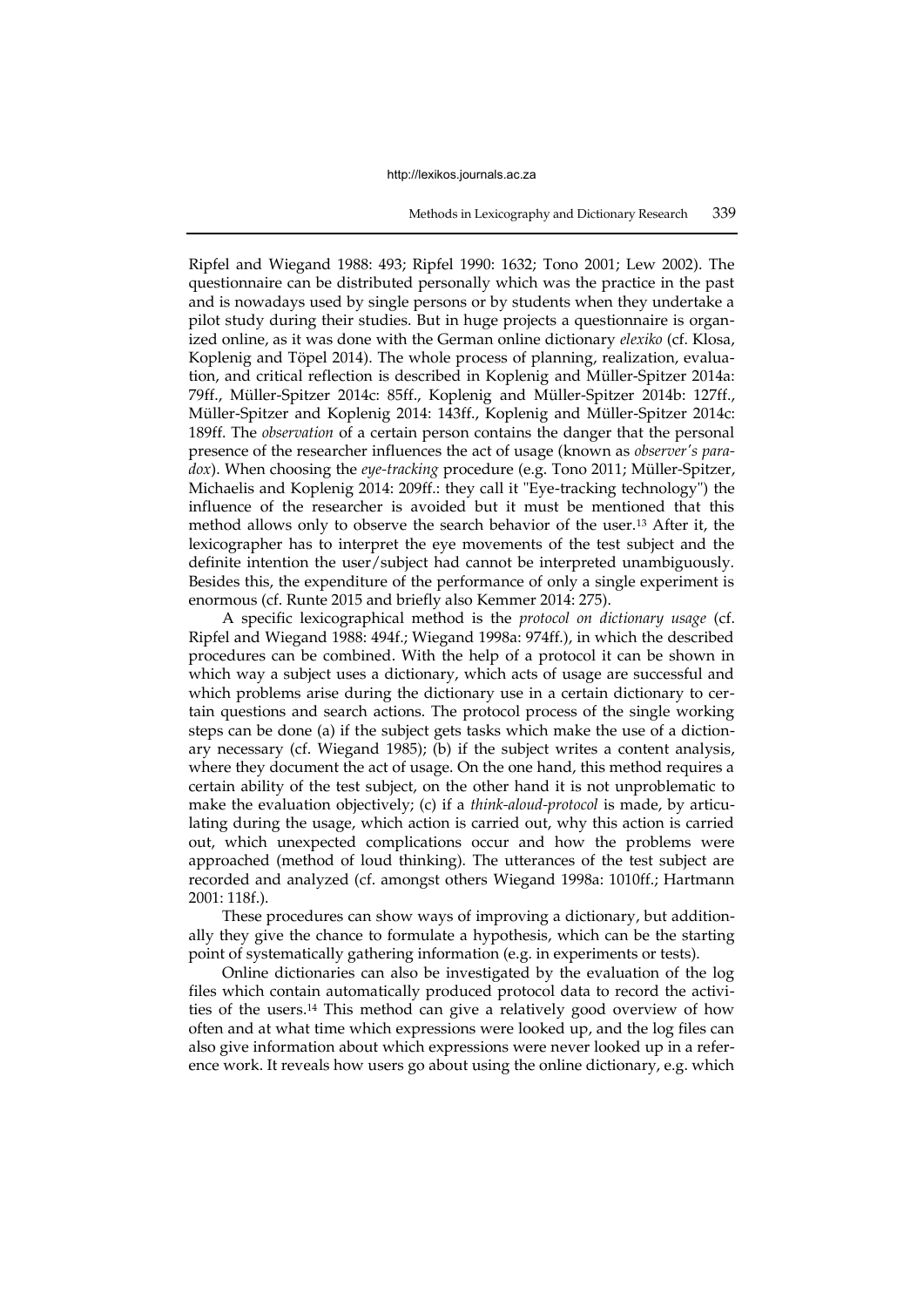Ripfel and Wiegand 1988: 493; Ripfel 1990: 1632; Tono 2001; Lew 2002). The questionnaire can be distributed personally which was the practice in the past and is nowadays used by single persons or by students when they undertake a pilot study during their studies. But in huge projects a questionnaire is organized online, as it was done with the German online dictionary *elexiko* (cf. Klosa, Koplenig and Töpel 2014). The whole process of planning, realization, evaluation, and critical reflection is described in Koplenig and Müller-Spitzer 2014a: 79ff., Müller-Spitzer 2014c: 85ff., Koplenig and Müller-Spitzer 2014b: 127ff., Müller-Spitzer and Koplenig 2014: 143ff., Koplenig and Müller-Spitzer 2014c: 189ff. The *observation* of a certain person contains the danger that the personal presence of the researcher influences the act of usage (known as *observer's paradox*). When choosing the *eye-tracking* procedure (e.g. Tono 2011; Müller-Spitzer, Michaelis and Koplenig 2014: 209ff.: they call it "Eye-tracking technology") the influence of the researcher is avoided but it must be mentioned that this method allows only to observe the search behavior of the user.[13] After it, the lexicographer has to interpret the eye movements of the test subject and the definite intention the user/subject had cannot be interpreted unambiguously. Besides this, the expenditure of the performance of only a single experiment is enormous (cf. Runte 2015 and briefly also Kemmer 2014: 275).

A specific lexicographical method is the *protocol on dictionary usage* (cf. Ripfel and Wiegand 1988: 494f.; Wiegand 1998a: 974ff.), in which the described procedures can be combined. With the help of a protocol it can be shown in which way a subject uses a dictionary, which acts of usage are successful and which problems arise during the dictionary use in a certain dictionary to certain questions and search actions. The protocol process of the single working steps can be done (a) if the subject gets tasks which make the use of a dictionary necessary (cf. Wiegand 1985); (b) if the subject writes a content analysis, where they document the act of usage. On the one hand, this method requires a certain ability of the test subject, on the other hand it is not unproblematic to make the evaluation objectively; (c) if a *think-aloud-protocol* is made, by articulating during the usage, which action is carried out, why this action is carried out, which unexpected complications occur and how the problems were approached (method of loud thinking). The utterances of the test subject are recorded and analyzed (cf. amongst others Wiegand 1998a: 1010ff.; Hartmann 2001: 118f.).

These procedures can show ways of improving a dictionary, but additionally they give the chance to formulate a hypothesis, which can be the starting point of systematically gathering information (e.g. in experiments or tests).

Online dictionaries can also be investigated by the evaluation of the log files which contain automatically produced protocol data to record the activities of the users.[14] This method can give a relatively good overview of how often and at what time which expressions were looked up, and the log files can also give information about which expressions were never looked up in a reference work. It reveals how users go about using the online dictionary, e.g. which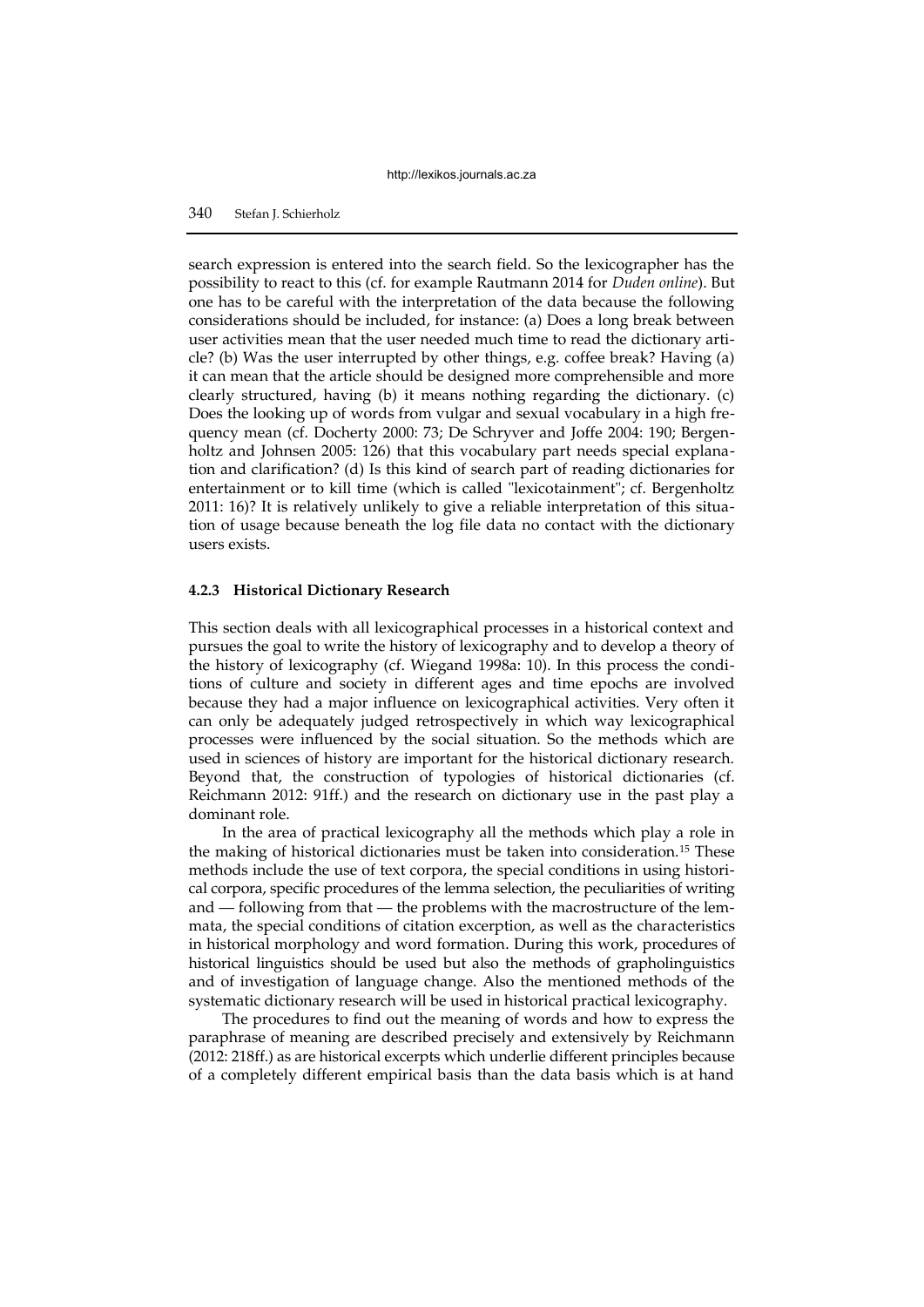search expression is entered into the search field. So the lexicographer has the possibility to react to this (cf. for example Rautmann 2014 for *Duden online*). But one has to be careful with the interpretation of the data because the following considerations should be included, for instance: (a) Does a long break between user activities mean that the user needed much time to read the dictionary article? (b) Was the user interrupted by other things, e.g. coffee break? Having (a) it can mean that the article should be designed more comprehensible and more clearly structured, having (b) it means nothing regarding the dictionary. (c) Does the looking up of words from vulgar and sexual vocabulary in a high frequency mean (cf. Docherty 2000: 73; De Schryver and Joffe 2004: 190; Bergenholtz and Johnsen 2005: 126) that this vocabulary part needs special explanation and clarification? (d) Is this kind of search part of reading dictionaries for entertainment or to kill time (which is called "lexicotainment"; cf. Bergenholtz 2011: 16)? It is relatively unlikely to give a reliable interpretation of this situation of usage because beneath the log file data no contact with the dictionary users exists.

#### 4.2.3 Historical Dictionary Research

This section deals with all lexicographical processes in a historical context and pursues the goal to write the history of lexicography and to develop a theory of the history of lexicography (cf. Wiegand 1998a: 10). In this process the conditions of culture and society in different ages and time epochs are involved because they had a major influence on lexicographical activities. Very often it can only be adequately judged retrospectively in which way lexicographical processes were influenced by the social situation. So the methods which are used in sciences of history are important for the historical dictionary research. Beyond that, the construction of typologies of historical dictionaries (cf. Reichmann 2012: 91ff.) and the research on dictionary use in the past play a dominant role.

In the area of practical lexicography all the methods which play a role in the making of historical dictionaries must be taken into consideration.[15] These methods include the use of text corpora, the special conditions in using historical corpora, specific procedures of the lemma selection, the peculiarities of writing and — following from that — the problems with the macrostructure of the lemmata, the special conditions of citation excerption, as well as the characteristics in historical morphology and word formation. During this work, procedures of historical linguistics should be used but also the methods of grapholinguistics and of investigation of language change. Also the mentioned methods of the systematic dictionary research will be used in historical practical lexicography.

The procedures to find out the meaning of words and how to express the paraphrase of meaning are described precisely and extensively by Reichmann (2012: 218ff.) as are historical excerpts which underlie different principles because of a completely different empirical basis than the data basis which is at hand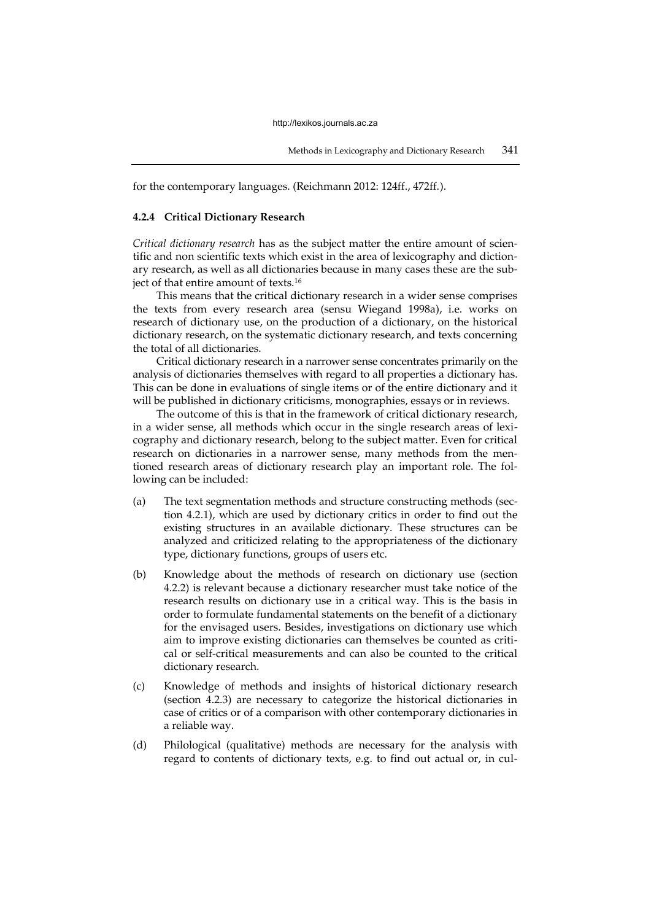for the contemporary languages. (Reichmann 2012: 124ff., 472ff.).

### 4.2.4 Critical Dictionary Research

*Critical dictionary research* has as the subject matter the entire amount of scientific and non scientific texts which exist in the area of lexicography and dictionary research, as well as all dictionaries because in many cases these are the subject of that entire amount of texts.[16]

This means that the critical dictionary research in a wider sense comprises the texts from every research area (sensu Wiegand 1998a), i.e. works on research of dictionary use, on the production of a dictionary, on the historical dictionary research, on the systematic dictionary research, and texts concerning the total of all dictionaries.

Critical dictionary research in a narrower sense concentrates primarily on the analysis of dictionaries themselves with regard to all properties a dictionary has. This can be done in evaluations of single items or of the entire dictionary and it will be published in dictionary criticisms, monographies, essays or in reviews.

The outcome of this is that in the framework of critical dictionary research, in a wider sense, all methods which occur in the single research areas of lexicography and dictionary research, belong to the subject matter. Even for critical research on dictionaries in a narrower sense, many methods from the mentioned research areas of dictionary research play an important role. The following can be included:

(a) The text segmentation methods and structure constructing methods (section 4.2.1), which are used by dictionary critics in order to find out the existing structures in an available dictionary. These structures can be analyzed and criticized relating to the appropriateness of the dictionary type, dictionary functions, groups of users etc.

(b) Knowledge about the methods of research on dictionary use (section 4.2.2) is relevant because a dictionary researcher must take notice of the research results on dictionary use in a critical way. This is the basis in order to formulate fundamental statements on the benefit of a dictionary for the envisaged users. Besides, investigations on dictionary use which aim to improve existing dictionaries can themselves be counted as critical or self-critical measurements and can also be counted to the critical dictionary research.

(c) Knowledge of methods and insights of historical dictionary research (section 4.2.3) are necessary to categorize the historical dictionaries in case of critics or of a comparison with other contemporary dictionaries in a reliable way.

(d) Philological (qualitative) methods are necessary for the analysis with regard to contents of dictionary texts, e.g. to find out actual or, in cul-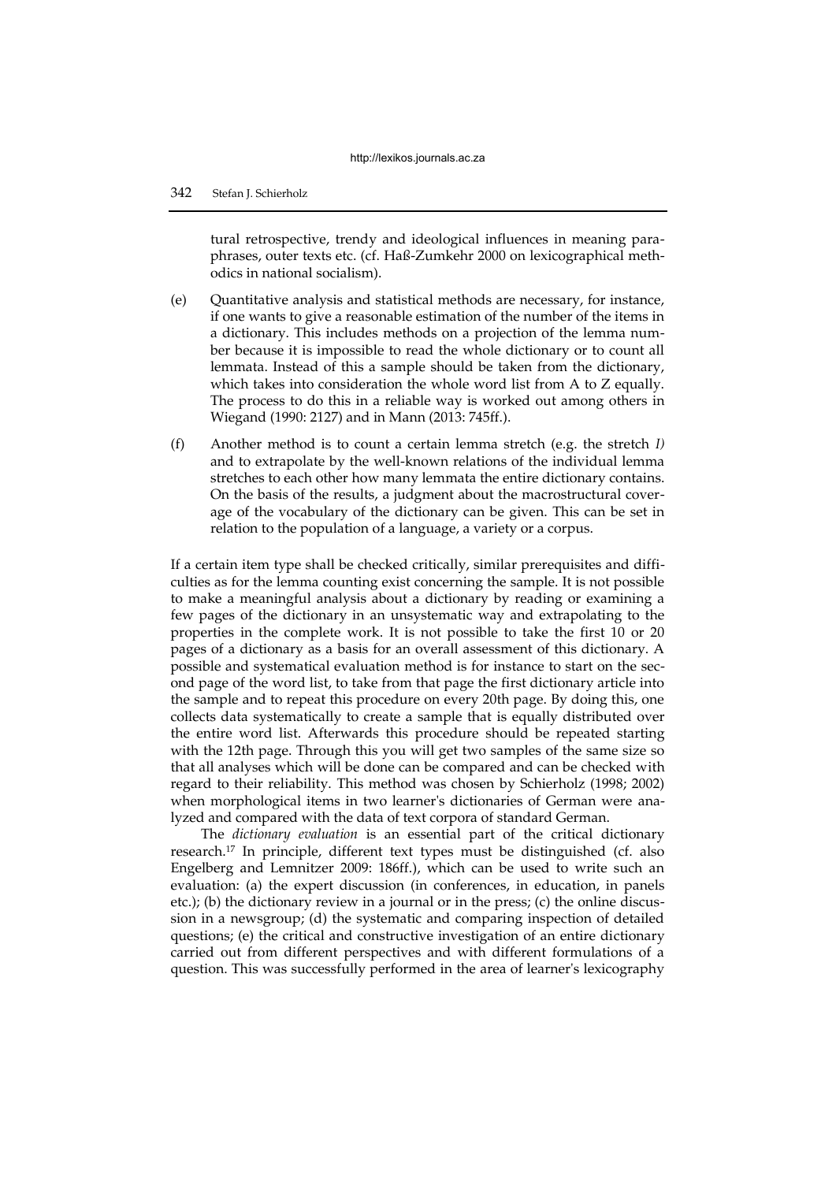tural retrospective, trendy and ideological influences in meaning paraphrases, outer texts etc. (cf. Haß-Zumkehr 2000 on lexicographical methodics in national socialism).

(e) Quantitative analysis and statistical methods are necessary, for instance, if one wants to give a reasonable estimation of the number of the items in a dictionary. This includes methods on a projection of the lemma number because it is impossible to read the whole dictionary or to count all lemmata. Instead of this a sample should be taken from the dictionary, which takes into consideration the whole word list from A to Z equally. The process to do this in a reliable way is worked out among others in Wiegand (1990: 2127) and in Mann (2013: 745ff.).

(f) Another method is to count a certain lemma stretch (e.g. the stretch *I)* and to extrapolate by the well-known relations of the individual lemma stretches to each other how many lemmata the entire dictionary contains. On the basis of the results, a judgment about the macrostructural coverage of the vocabulary of the dictionary can be given. This can be set in relation to the population of a language, a variety or a corpus.

If a certain item type shall be checked critically, similar prerequisites and difficulties as for the lemma counting exist concerning the sample. It is not possible to make a meaningful analysis about a dictionary by reading or examining a few pages of the dictionary in an unsystematic way and extrapolating to the properties in the complete work. It is not possible to take the first 10 or 20 pages of a dictionary as a basis for an overall assessment of this dictionary. A possible and systematical evaluation method is for instance to start on the second page of the word list, to take from that page the first dictionary article into the sample and to repeat this procedure on every 20th page. By doing this, one collects data systematically to create a sample that is equally distributed over the entire word list. Afterwards this procedure should be repeated starting with the 12th page. Through this you will get two samples of the same size so that all analyses which will be done can be compared and can be checked with regard to their reliability. This method was chosen by Schierholz (1998; 2002) when morphological items in two learner's dictionaries of German were analyzed and compared with the data of text corpora of standard German.

The *dictionary evaluation* is an essential part of the critical dictionary research.[17] In principle, different text types must be distinguished (cf. also Engelberg and Lemnitzer 2009: 186ff.), which can be used to write such an evaluation: (a) the expert discussion (in conferences, in education, in panels etc.); (b) the dictionary review in a journal or in the press; (c) the online discussion in a newsgroup; (d) the systematic and comparing inspection of detailed questions; (e) the critical and constructive investigation of an entire dictionary carried out from different perspectives and with different formulations of a question. This was successfully performed in the area of learner's lexicography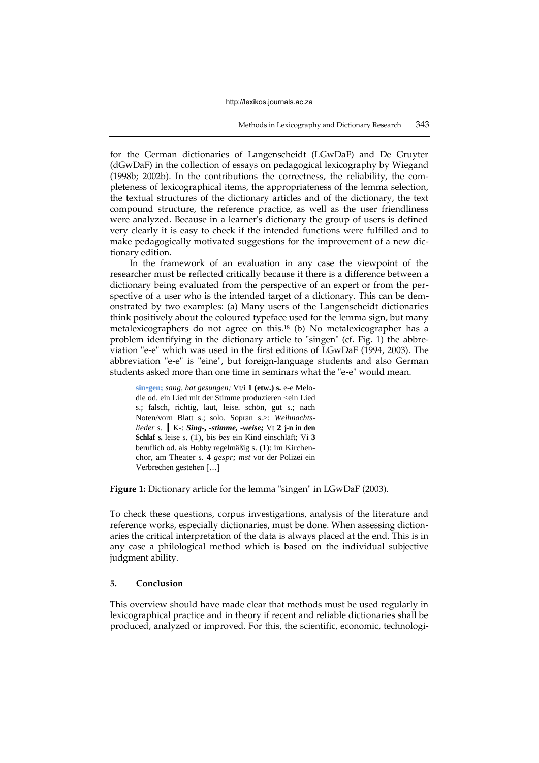for the German dictionaries of Langenscheidt (LGwDaF) and De Gruyter (dGwDaF) in the collection of essays on pedagogical lexicography by Wiegand (1998b; 2002b). In the contributions the correctness, the reliability, the completeness of lexicographical items, the appropriateness of the lemma selection, the textual structures of the dictionary articles and of the dictionary, the text compound structure, the reference practice, as well as the user friendliness were analyzed. Because in a learner's dictionary the group of users is defined very clearly it is easy to check if the intended functions were fulfilled and to make pedagogically motivated suggestions for the improvement of a new dictionary edition.

In the framework of an evaluation in any case the viewpoint of the researcher must be reflected critically because it there is a difference between a dictionary being evaluated from the perspective of an expert or from the perspective of a user who is the intended target of a dictionary. This can be demonstrated by two examples: (a) Many users of the Langenscheidt dictionaries think positively about the coloured typeface used for the lemma sign, but many metalexicographers do not agree on this.[18] (b) No metalexicographer has a problem identifying in the dictionary article to "singen" (cf. Fig. 1) the abbreviation "e-e" which was used in the first editions of LGwDaF (1994, 2003). The abbreviation "e-e" is "eine", but foreign-language students and also German students asked more than one time in seminars what the "e-e" would mean.

> **sin•gen;** *sang, hat gesungen;* Vt/i **1 (etw.) s.** e-e Melodie od. ein Lied mit der Stimme produzieren <ein Lied s.; falsch, richtig, laut, leise. schön, gut s.; nach Noten/vorn Blatt s.; solo. Sopran s.>: *Weihnachtslieder s.* ‖ K-: ***Sing-, -stimme, -weise;*** Vt **2 j-n in den Schlaf s.** leise s. (1), bis *bes* ein Kind einschläft; Vi **3** beruflich od. als Hobby regelmäßig s. (1): im Kirchenchor, am Theater s. **4** *gespr; mst* vor der Polizei ein Verbrechen gestehen […]

**Figure 1:** Dictionary article for the lemma "singen" in LGwDaF (2003).

To check these questions, corpus investigations, analysis of the literature and reference works, especially dictionaries, must be done. When assessing dictionaries the critical interpretation of the data is always placed at the end. This is in any case a philological method which is based on the individual subjective judgment ability.

## 5. Conclusion

This overview should have made clear that methods must be used regularly in lexicographical practice and in theory if recent and reliable dictionaries shall be produced, analyzed or improved. For this, the scientific, economic, technologi-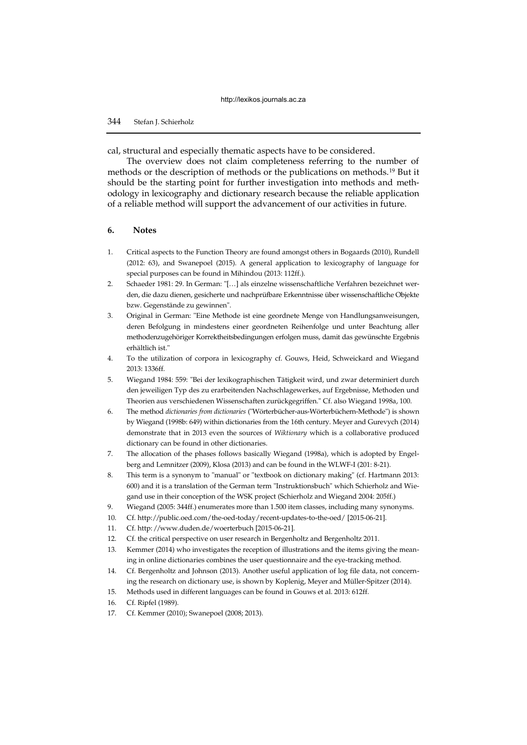cal, structural and especially thematic aspects have to be considered.

The overview does not claim completeness referring to the number of methods or the description of methods or the publications on methods.[19] But it should be the starting point for further investigation into methods and methodology in lexicography and dictionary research because the reliable application of a reliable method will support the advancement of our activities in future.

## 6. Notes

1. Critical aspects to the Function Theory are found amongst others in Bogaards (2010), Rundell (2012: 63), and Swanepoel (2015). A general application to lexicography of language for special purposes can be found in Mihindou (2013: 112ff.).
2. Schaeder 1981: 29. In German: "[…] als einzelne wissenschaftliche Verfahren bezeichnet werden, die dazu dienen, gesicherte und nachprüfbare Erkenntnisse über wissenschaftliche Objekte bzw. Gegenstände zu gewinnen".
3. Original in German: "Eine Methode ist eine geordnete Menge von Handlungsanweisungen, deren Befolgung in mindestens einer geordneten Reihenfolge und unter Beachtung aller methodenzugehöriger Korrektheitsbedingungen erfolgen muss, damit das gewünschte Ergebnis erhältlich ist."
4. To the utilization of corpora in lexicography cf. Gouws, Heid, Schweickard and Wiegand 2013: 1336ff.
5. Wiegand 1984: 559: "Bei der lexikographischen Tätigkeit wird, und zwar determiniert durch den jeweiligen Typ des zu erarbeitenden Nachschlagewerkes, auf Ergebnisse, Methoden und Theorien aus verschiedenen Wissenschaften zurückgegriffen." Cf. also Wiegand 1998a, 100.
6. The method *dictionaries from dictionaries* ("Wörterbücher-aus-Wörterbüchern-Methode") is shown by Wiegand (1998b: 649) within dictionaries from the 16th century. Meyer and Gurevych (2014) demonstrate that in 2013 even the sources of *Wiktionary* which is a collaborative produced dictionary can be found in other dictionaries.
7. The allocation of the phases follows basically Wiegand (1998a), which is adopted by Engelberg and Lemnitzer (2009), Klosa (2013) and can be found in the WLWF-I (201: 8-21).
8. This term is a synonym to "manual" or "textbook on dictionary making" (cf. Hartmann 2013: 600) and it is a translation of the German term "Instruktionsbuch" which Schierholz and Wiegand use in their conception of the WSK project (Schierholz and Wiegand 2004: 205ff.)
9. Wiegand (2005: 344ff.) enumerates more than 1.500 item classes, including many synonyms.
10. Cf. http://public.oed.com/the-oed-today/recent-updates-to-the-oed/ [2015-06-21].
11. Cf. http: //www.duden.de/woerterbuch [2015-06-21].
12. Cf. the critical perspective on user research in Bergenholtz and Bergenholtz 2011.
13. Kemmer (2014) who investigates the reception of illustrations and the items giving the meaning in online dictionaries combines the user questionnaire and the eye-tracking method.
14. Cf. Bergenholtz and Johnson (2013). Another useful application of log file data, not concerning the research on dictionary use, is shown by Koplenig, Meyer and Müller-Spitzer (2014).
15. Methods used in different languages can be found in Gouws et al. 2013: 612ff.
16. Cf. Ripfel (1989).
17. Cf. Kemmer (2010); Swanepoel (2008; 2013).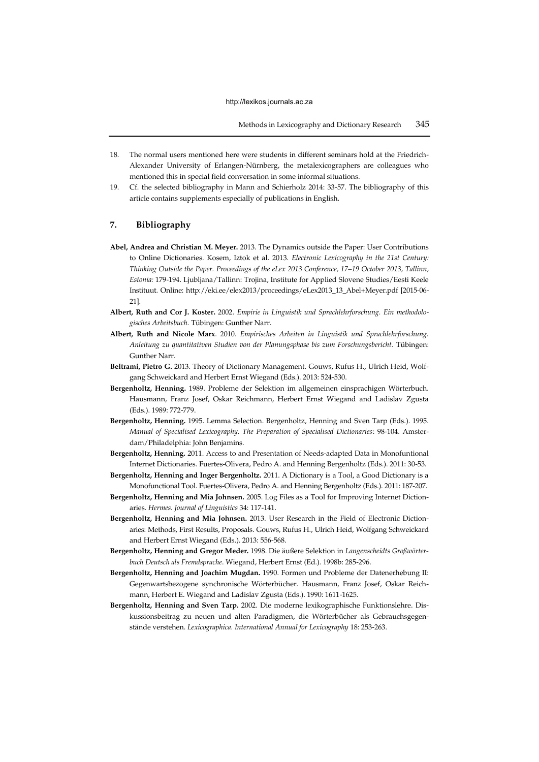18. The normal users mentioned here were students in different seminars hold at the Friedrich-Alexander University of Erlangen-Nürnberg, the metalexicographers are colleagues who mentioned this in special field conversation in some informal situations.
19. Cf. the selected bibliography in Mann and Schierholz 2014: 33-57. The bibliography of this article contains supplements especially of publications in English.

## 7. Bibliography

**Abel, Andrea and Christian M. Meyer.** 2013. The Dynamics outside the Paper: User Contributions to Online Dictionaries. Kosem, Iztok et al. 2013. *Electronic Lexicography in the 21st Century: Thinking Outside the Paper. Proceedings of the eLex 2013 Conference, 17–19 October 2013, Tallinn, Estonia:* 179-194. Ljubljana/Tallinn: Trojina, Institute for Applied Slovene Studies/Eesti Keele Instituut. Online: http://eki.ee/elex2013/proceedings/eLex2013_13_Abel+Meyer.pdf [2015-06-21].

**Albert, Ruth and Cor J. Koster.** 2002. *Empirie in Linguistik und Sprachlehrforschung. Ein methodologisches Arbeitsbuch.* Tübingen: Gunther Narr.

**Albert, Ruth and Nicole Marx**. 2010. *Empirisches Arbeiten in Linguistik und Sprachlehrforschung. Anleitung zu quantitativen Studien von der Planungsphase bis zum Forschungsbericht.* Tübingen: Gunther Narr.

**Beltrami, Pietro G.** 2013. Theory of Dictionary Management. Gouws, Rufus H., Ulrich Heid, Wolfgang Schweickard and Herbert Ernst Wiegand (Eds.). 2013: 524-530.

**Bergenholtz, Henning.** 1989. Probleme der Selektion im allgemeinen einsprachigen Wörterbuch. Hausmann, Franz Josef, Oskar Reichmann, Herbert Ernst Wiegand and Ladislav Zgusta (Eds.). 1989: 772-779.

**Bergenholtz, Henning.** 1995. Lemma Selection. Bergenholtz, Henning and Sven Tarp (Eds.). 1995. *Manual of Specialised Lexicography. The Preparation of Specialised Dictionaries*: 98-104. Amsterdam/Philadelphia: John Benjamins.

**Bergenholtz, Henning.** 2011. Access to and Presentation of Needs-adapted Data in Monofuntional Internet Dictionaries. Fuertes-Olivera, Pedro A. and Henning Bergenholtz (Eds.). 2011: 30-53.

**Bergenholtz, Henning and Inger Bergenholtz.** 2011. A Dictionary is a Tool, a Good Dictionary is a Monofunctional Tool. Fuertes-Olivera, Pedro A. and Henning Bergenholtz (Eds.). 2011: 187-207.

**Bergenholtz, Henning and Mia Johnsen.** 2005. Log Files as a Tool for Improving Internet Dictionaries. *Hermes. Journal of Linguistics* 34: 117-141.

**Bergenholtz, Henning and Mia Johnsen.** 2013. User Research in the Field of Electronic Dictionaries: Methods, First Results, Proposals. Gouws, Rufus H., Ulrich Heid, Wolfgang Schweickard and Herbert Ernst Wiegand (Eds.). 2013: 556-568.

**Bergenholtz, Henning and Gregor Meder.** 1998. Die äußere Selektion in *Langenscheidts Großwörterbuch Deutsch als Fremdsprache*. Wiegand, Herbert Ernst (Ed.). 1998b: 285-296.

**Bergenholtz, Henning and Joachim Mugdan.** 1990. Formen und Probleme der Datenerhebung II: Gegenwartsbezogene synchronische Wörterbücher. Hausmann, Franz Josef, Oskar Reichmann, Herbert E. Wiegand and Ladislav Zgusta (Eds.). 1990: 1611-1625.

**Bergenholtz, Henning and Sven Tarp.** 2002. Die moderne lexikographische Funktionslehre. Diskussionsbeitrag zu neuen und alten Paradigmen, die Wörterbücher als Gebrauchsgegenstände verstehen. *Lexicographica. International Annual for Lexicography* 18: 253-263.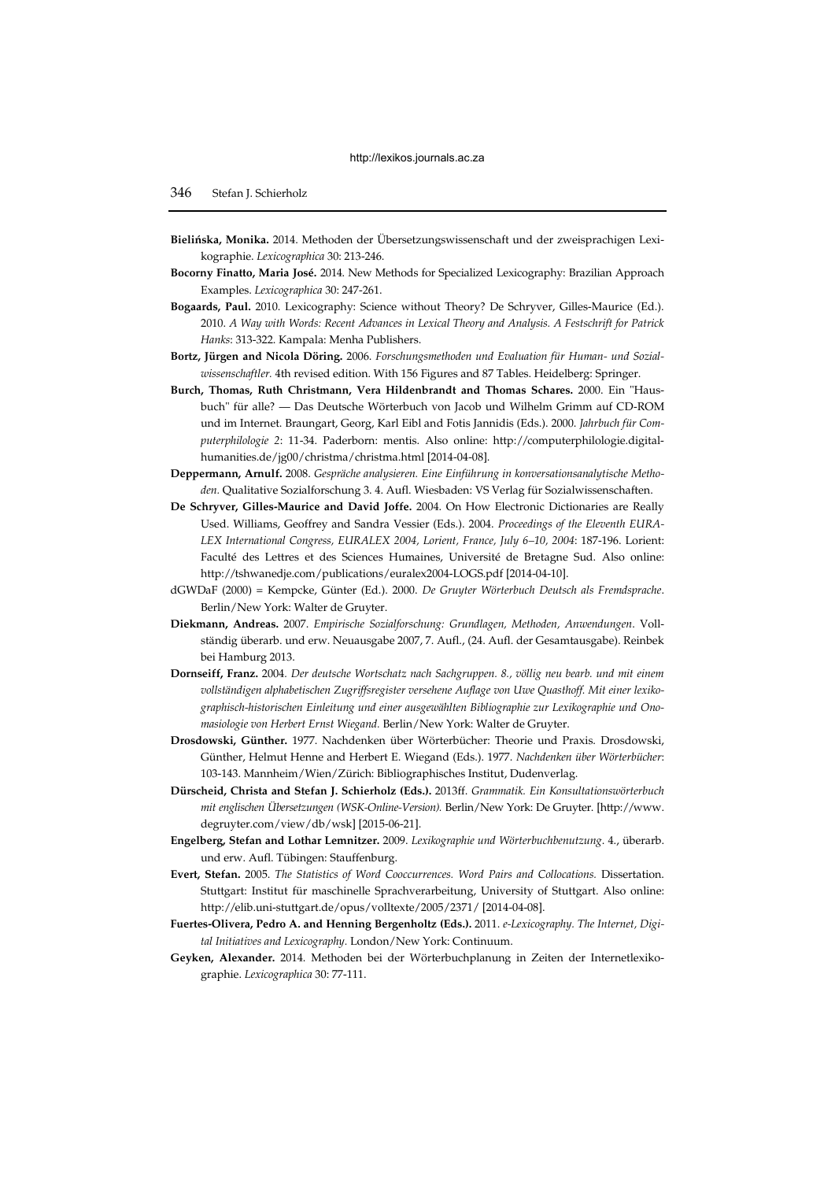**Bielińska, Monika.** 2014. Methoden der Übersetzungswissenschaft und der zweisprachigen Lexikographie. *Lexicographica* 30: 213-246.

**Bocorny Finatto, Maria José.** 2014. New Methods for Specialized Lexicography: Brazilian Approach Examples. *Lexicographica* 30: 247-261.

**Bogaards, Paul.** 2010. Lexicography: Science without Theory? De Schryver, Gilles-Maurice (Ed.). 2010. *A Way with Words: Recent Advances in Lexical Theory and Analysis. A Festschrift for Patrick Hanks*: 313-322. Kampala: Menha Publishers.

**Bortz, Jürgen and Nicola Döring.** 2006. *Forschungsmethoden und Evaluation für Human- und Sozialwissenschaftler.* 4th revised edition. With 156 Figures and 87 Tables. Heidelberg: Springer.

**Burch, Thomas, Ruth Christmann, Vera Hildenbrandt and Thomas Schares.** 2000. Ein "Hausbuch" für alle? — Das Deutsche Wörterbuch von Jacob und Wilhelm Grimm auf CD-ROM und im Internet. Braungart, Georg, Karl Eibl and Fotis Jannidis (Eds.). 2000. *Jahrbuch für Computerphilologie 2*: 11-34. Paderborn: mentis. Also online: http://computerphilologie.digital-humanities.de/jg00/christma/christma.html [2014-04-08].

**Deppermann, Arnulf.** 2008. *Gespräche analysieren. Eine Einführung in konversationsanalytische Methoden.* Qualitative Sozialforschung 3. 4. Aufl. Wiesbaden: VS Verlag für Sozialwissenschaften.

**De Schryver, Gilles-Maurice and David Joffe.** 2004. On How Electronic Dictionaries are Really Used. Williams, Geoffrey and Sandra Vessier (Eds.). 2004. *Proceedings of the Eleventh EURALEX International Congress, EURALEX 2004, Lorient, France, July 6–10, 2004*: 187-196. Lorient: Faculté des Lettres et des Sciences Humaines, Université de Bretagne Sud. Also online: http://tshwanedje.com/publications/euralex2004-LOGS.pdf [2014-04-10].

dGWDaF (2000) = Kempcke, Günter (Ed.). 2000. *De Gruyter Wörterbuch Deutsch als Fremdsprache.* Berlin/New York: Walter de Gruyter.

**Diekmann, Andreas.** 2007. *Empirische Sozialforschung: Grundlagen, Methoden, Anwendungen.* Vollständig überarb. und erw. Neuausgabe 2007, 7. Aufl., (24. Aufl. der Gesamtausgabe). Reinbek bei Hamburg 2013.

**Dornseiff, Franz.** 2004. *Der deutsche Wortschatz nach Sachgruppen. 8., völlig neu bearb. und mit einem vollständigen alphabetischen Zugriffsregister versehene Auflage von Uwe Quasthoff. Mit einer lexikographisch-historischen Einleitung und einer ausgewählten Bibliographie zur Lexikographie und Onomasiologie von Herbert Ernst Wiegand.* Berlin/New York: Walter de Gruyter.

**Drosdowski, Günther.** 1977. Nachdenken über Wörterbücher: Theorie und Praxis. Drosdowski, Günther, Helmut Henne and Herbert E. Wiegand (Eds.). 1977. *Nachdenken über Wörterbücher*: 103-143. Mannheim/Wien/Zürich: Bibliographisches Institut, Dudenverlag.

**Dürscheid, Christa and Stefan J. Schierholz (Eds.).** 2013ff. *Grammatik. Ein Konsultationswörterbuch mit englischen Übersetzungen (WSK-Online-Version).* Berlin/New York: De Gruyter. [http://www.degruyter.com/view/db/wsk] [2015-06-21].

**Engelberg, Stefan and Lothar Lemnitzer.** 2009. *Lexikographie und Wörterbuchbenutzung*. 4., überarb. und erw. Aufl. Tübingen: Stauffenburg.

**Evert, Stefan.** 2005. *The Statistics of Word Cooccurrences. Word Pairs and Collocations.* Dissertation. Stuttgart: Institut für maschinelle Sprachverarbeitung, University of Stuttgart. Also online: http://elib.uni-stuttgart.de/opus/volltexte/2005/2371/ [2014-04-08].

**Fuertes-Olivera, Pedro A. and Henning Bergenholtz (Eds.).** 2011. *e-Lexicography. The Internet, Digital Initiatives and Lexicography.* London/New York: Continuum.

**Geyken, Alexander.** 2014. Methoden bei der Wörterbuchplanung in Zeiten der Internetlexikographie. *Lexicographica* 30: 77-111.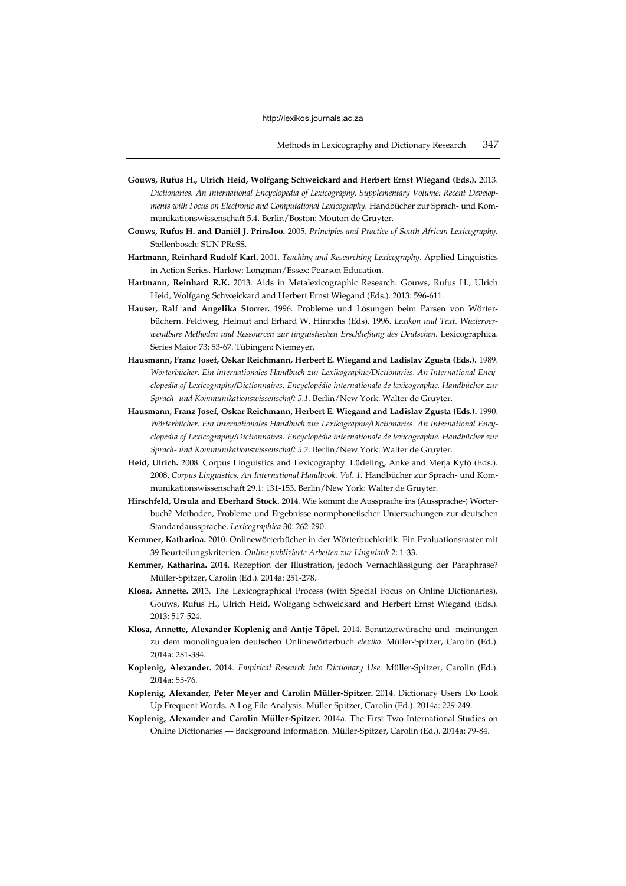**Gouws, Rufus H., Ulrich Heid, Wolfgang Schweickard and Herbert Ernst Wiegand (Eds.).** 2013. *Dictionaries. An International Encyclopedia of Lexicography. Supplementary Volume: Recent Developments with Focus on Electronic and Computational Lexicography.* Handbücher zur Sprach- und Kommunikationswissenschaft 5.4. Berlin/Boston: Mouton de Gruyter.

**Gouws, Rufus H. and Daniël J. Prinsloo.** 2005. *Principles and Practice of South African Lexicography.* Stellenbosch: SUN PReSS.

**Hartmann, Reinhard Rudolf Karl.** 2001. *Teaching and Researching Lexicography.* Applied Linguistics in Action Series. Harlow: Longman/Essex: Pearson Education.

**Hartmann, Reinhard R.K.** 2013. Aids in Metalexicographic Research. Gouws, Rufus H., Ulrich Heid, Wolfgang Schweickard and Herbert Ernst Wiegand (Eds.). 2013: 596-611.

**Hauser, Ralf and Angelika Storrer.** 1996. Probleme und Lösungen beim Parsen von Wörterbüchern. Feldweg, Helmut and Erhard W. Hinrichs (Eds). 1996. *Lexikon und Text. Wiederverwendbare Methoden und Ressourcen zur linguistischen Erschließung des Deutschen.* Lexicographica. Series Maior 73: 53-67. Tübingen: Niemeyer.

**Hausmann, Franz Josef, Oskar Reichmann, Herbert E. Wiegand and Ladislav Zgusta (Eds.).** 1989. *Wörterbücher. Ein internationales Handbuch zur Lexikographie/Dictionaries. An International Encyclopedia of Lexicography/Dictionnaires. Encyclopédie internationale de lexicographie. Handbücher zur Sprach- und Kommunikationswissenschaft 5.1.* Berlin/New York: Walter de Gruyter.

**Hausmann, Franz Josef, Oskar Reichmann, Herbert E. Wiegand and Ladislav Zgusta (Eds.).** 1990. *Wörterbücher. Ein internationales Handbuch zur Lexikographie/Dictionaries. An International Encyclopedia of Lexicography/Dictionnaires. Encyclopédie internationale de lexicographie. Handbücher zur Sprach- und Kommunikationswissenschaft 5.2.* Berlin/New York: Walter de Gruyter.

**Heid, Ulrich.** 2008. Corpus Linguistics and Lexicography. Lüdeling, Anke and Merja Kytö (Eds.). 2008. *Corpus Linguistics. An International Handbook. Vol. 1.* Handbücher zur Sprach- und Kommunikationswissenschaft 29.1: 131-153. Berlin/New York: Walter de Gruyter.

**Hirschfeld, Ursula and Eberhard Stock.** 2014. Wie kommt die Aussprache ins (Aussprache-) Wörterbuch? Methoden, Probleme und Ergebnisse normphonetischer Untersuchungen zur deutschen Standardaussprache. *Lexicographica* 30: 262-290.

**Kemmer, Katharina.** 2010. Onlinewörterbücher in der Wörterbuchkritik. Ein Evaluationsraster mit 39 Beurteilungskriterien. *Online publizierte Arbeiten zur Linguistik* 2: 1-33.

**Kemmer, Katharina.** 2014. Rezeption der Illustration, jedoch Vernachlässigung der Paraphrase? Müller-Spitzer, Carolin (Ed.). 2014a: 251-278.

**Klosa, Annette.** 2013. The Lexicographical Process (with Special Focus on Online Dictionaries). Gouws, Rufus H., Ulrich Heid, Wolfgang Schweickard and Herbert Ernst Wiegand (Eds.). 2013: 517-524.

**Klosa, Annette, Alexander Koplenig and Antje Töpel.** 2014. Benutzerwünsche und -meinungen zu dem monolingualen deutschen Onlinewörterbuch *elexiko.* Müller-Spitzer, Carolin (Ed.). 2014a: 281-384.

**Koplenig, Alexander.** 2014. *Empirical Research into Dictionary Use.* Müller-Spitzer, Carolin (Ed.). 2014a: 55-76.

**Koplenig, Alexander, Peter Meyer and Carolin Müller-Spitzer.** 2014. Dictionary Users Do Look Up Frequent Words. A Log File Analysis. Müller-Spitzer, Carolin (Ed.). 2014a: 229-249.

**Koplenig, Alexander and Carolin Müller-Spitzer.** 2014a. The First Two International Studies on Online Dictionaries — Background Information. Müller-Spitzer, Carolin (Ed.). 2014a: 79-84.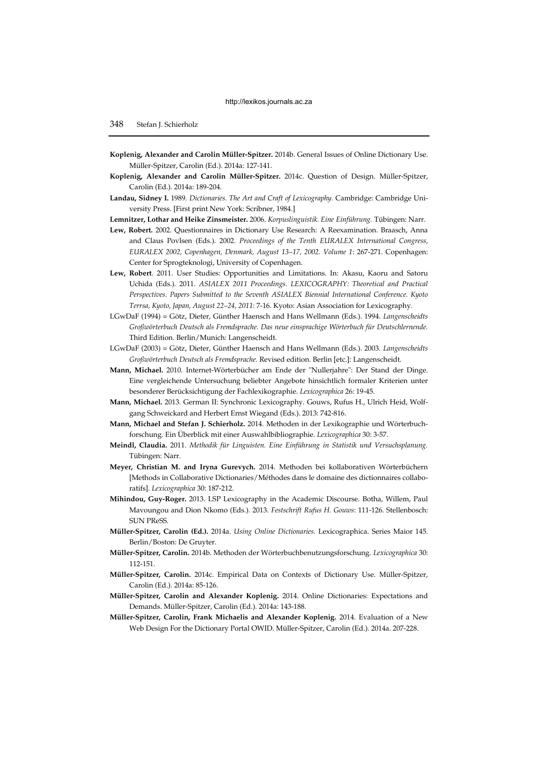**Koplenig, Alexander and Carolin Müller-Spitzer.** 2014b. General Issues of Online Dictionary Use. Müller-Spitzer, Carolin (Ed.). 2014a: 127-141.

**Koplenig, Alexander and Carolin Müller-Spitzer.** 2014c. Question of Design. Müller-Spitzer, Carolin (Ed.). 2014a: 189-204.

**Landau, Sidney I.** 1989. *Dictionaries. The Art and Craft of Lexicography.* Cambridge: Cambridge University Press. [First print New York: Scribner, 1984.]

**Lemnitzer, Lothar and Heike Zinsmeister.** 2006. *Korpuslinguistik. Eine Einführung.* Tübingen: Narr.

**Lew, Robert.** 2002. Questionnaires in Dictionary Use Research: A Reexamination. Braasch, Anna and Claus Povlsen (Eds.). 2002. *Proceedings of the Tenth EURALEX International Congress, EURALEX 2002, Copenhagen, Denmark, August 13–17, 2002. Volume 1*: 267-271. Copenhagen: Center for Sprogteknologi, University of Copenhagen.

**Lew, Robert**. 2011. User Studies: Opportunities and Limitations. In: Akasu, Kaoru and Satoru Uchida (Eds.). 2011. *ASIALEX 2011 Proceedings. LEXICOGRAPHY: Theoretical and Practical Perspectives. Papers Submitted to the Seventh ASIALEX Biennial International Conference. Kyoto Terrsa, Kyoto, Japan, August 22–24, 2011*: 7-16. Kyoto: Asian Association for Lexicography.

LGwDaF (1994) = Götz, Dieter, Günther Haensch and Hans Wellmann (Eds.). 1994. *Langenscheidts Großwörterbuch Deutsch als Fremdsprache. Das neue einsprachige Wörterbuch für Deutschlernende.* Third Edition. Berlin/Munich: Langenscheidt.

LGwDaF (2003) = Götz, Dieter, Günther Haensch and Hans Wellmann (Eds.). 2003. *Langenscheidts Großwörterbuch Deutsch als Fremdsprache.* Revised edition. Berlin [etc.]: Langenscheidt.

**Mann, Michael.** 2010. Internet-Wörterbücher am Ende der "Nullerjahre": Der Stand der Dinge. Eine vergleichende Untersuchung beliebter Angebote hinsichtlich formaler Kriterien unter besonderer Berücksichtigung der Fachlexikographie. *Lexicographica* 26: 19-45.

**Mann, Michael.** 2013. German II: Synchronic Lexicography. Gouws, Rufus H., Ulrich Heid, Wolfgang Schweickard and Herbert Ernst Wiegand (Eds.). 2013: 742-816.

**Mann, Michael and Stefan J. Schierholz.** 2014. Methoden in der Lexikographie und Wörterbuchforschung. Ein Überblick mit einer Auswahlbibliographie. *Lexicographica* 30: 3-57.

**Meindl, Claudia.** 2011. *Methodik für Linguisten. Eine Einführung in Statistik und Versuchsplanung.* Tübingen: Narr.

**Meyer, Christian M. and Iryna Gurevych.** 2014. Methoden bei kollaborativen Wörterbüchern [Methods in Collaborative Dictionaries/Méthodes dans le domaine des dictionnaires collaboratifs]. *Lexicographica* 30: 187-212.

**Mihindou, Guy-Roger.** 2013. LSP Lexicography in the Academic Discourse. Botha, Willem, Paul Mavoungou and Dion Nkomo (Eds.). 2013. *Festschrift Rufus H. Gouws*: 111-126. Stellenbosch: SUN PReSS.

**Müller-Spitzer, Carolin (Ed.).** 2014a. *Using Online Dictionaries.* Lexicographica. Series Maior 145. Berlin/Boston: De Gruyter.

**Müller-Spitzer, Carolin.** 2014b. Methoden der Wörterbuchbenutzungsforschung. *Lexicographica* 30: 112-151.

**Müller-Spitzer, Carolin.** 2014c. Empirical Data on Contexts of Dictionary Use. Müller-Spitzer, Carolin (Ed.). 2014a: 85-126.

**Müller-Spitzer, Carolin and Alexander Koplenig.** 2014. Online Dictionaries: Expectations and Demands. Müller-Spitzer, Carolin (Ed.). 2014a: 143-188.

**Müller-Spitzer, Carolin, Frank Michaelis and Alexander Koplenig.** 2014. Evaluation of a New Web Design For the Dictionary Portal OWID. Müller-Spitzer, Carolin (Ed.). 2014a. 207-228.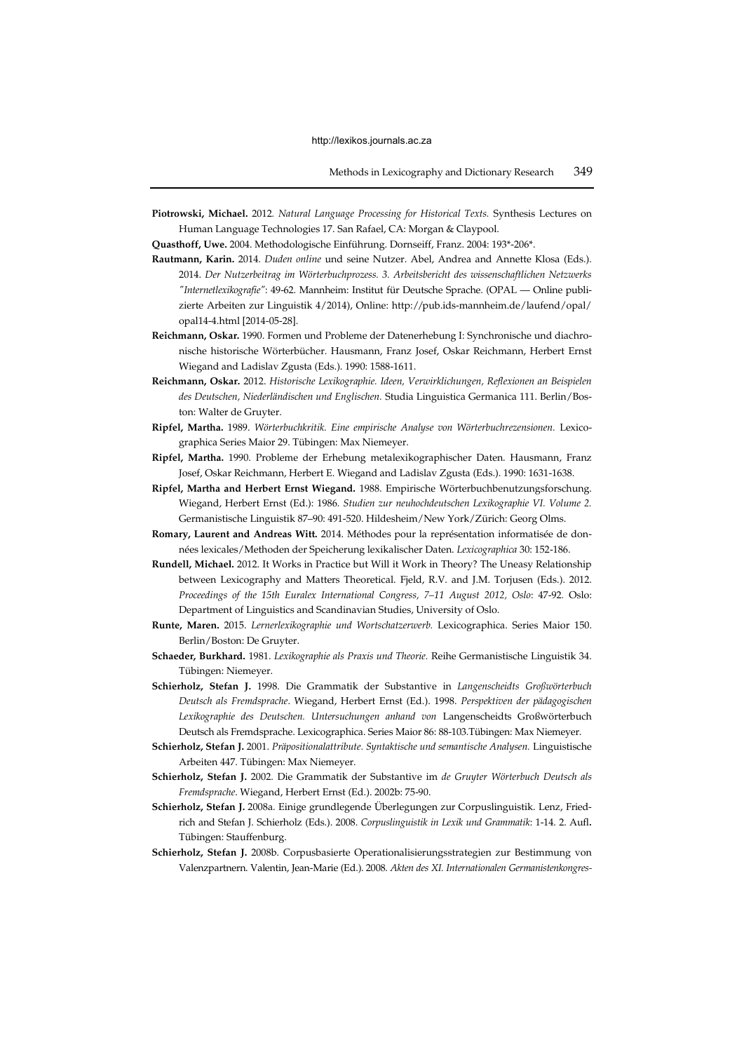**Piotrowski, Michael.** 2012. *Natural Language Processing for Historical Texts.* Synthesis Lectures on Human Language Technologies 17. San Rafael, CA: Morgan & Claypool.

**Quasthoff, Uwe.** 2004. Methodologische Einführung. Dornseiff, Franz. 2004: 193*-206*.

**Rautmann, Karin.** 2014. *Duden online* und seine Nutzer. Abel, Andrea and Annette Klosa (Eds.). 2014. *Der Nutzerbeitrag im Wörterbuchprozess. 3. Arbeitsbericht des wissenschaftlichen Netzwerks "Internetlexikografie"*: 49-62. Mannheim: Institut für Deutsche Sprache. (OPAL — Online publizierte Arbeiten zur Linguistik 4/2014), Online: http://pub.ids-mannheim.de/laufend/opal/opal14-4.html [2014-05-28].

**Reichmann, Oskar.** 1990. Formen und Probleme der Datenerhebung I: Synchronische und diachronische historische Wörterbücher. Hausmann, Franz Josef, Oskar Reichmann, Herbert Ernst Wiegand and Ladislav Zgusta (Eds.). 1990: 1588-1611.

**Reichmann, Oskar.** 2012. *Historische Lexikographie. Ideen, Verwirklichungen, Reflexionen an Beispielen des Deutschen, Niederländischen und Englischen.* Studia Linguistica Germanica 111. Berlin/Boston: Walter de Gruyter.

**Ripfel, Martha.** 1989. *Wörterbuchkritik. Eine empirische Analyse von Wörterbuchrezensionen.* Lexicographica Series Maior 29. Tübingen: Max Niemeyer.

**Ripfel, Martha.** 1990. Probleme der Erhebung metalexikographischer Daten. Hausmann, Franz Josef, Oskar Reichmann, Herbert E. Wiegand and Ladislav Zgusta (Eds.). 1990: 1631-1638.

**Ripfel, Martha and Herbert Ernst Wiegand.** 1988. Empirische Wörterbuchbenutzungsforschung. Wiegand, Herbert Ernst (Ed.): 1986. *Studien zur neuhochdeutschen Lexikographie VI. Volume 2.* Germanistische Linguistik 87–90: 491-520. Hildesheim/New York/Zürich: Georg Olms.

**Romary, Laurent and Andreas Witt.** 2014. Méthodes pour la représentation informatisée de données lexicales/Methoden der Speicherung lexikalischer Daten. *Lexicographica* 30: 152-186.

**Rundell, Michael.** 2012. It Works in Practice but Will it Work in Theory? The Uneasy Relationship between Lexicography and Matters Theoretical. Fjeld, R.V. and J.M. Torjusen (Eds.). 2012. *Proceedings of the 15th Euralex International Congress, 7–11 August 2012, Oslo*: 47-92. Oslo: Department of Linguistics and Scandinavian Studies, University of Oslo.

**Runte, Maren.** 2015. *Lernerlexikographie und Wortschatzerwerb.* Lexicographica. Series Maior 150. Berlin/Boston: De Gruyter.

**Schaeder, Burkhard.** 1981. *Lexikographie als Praxis und Theorie.* Reihe Germanistische Linguistik 34. Tübingen: Niemeyer.

**Schierholz, Stefan J.** 1998. Die Grammatik der Substantive in *Langenscheidts Großwörterbuch Deutsch als Fremdsprache*. Wiegand, Herbert Ernst (Ed.). 1998. *Perspektiven der pädagogischen Lexikographie des Deutschen. Untersuchungen anhand von* Langenscheidts Großwörterbuch Deutsch als Fremdsprache. Lexicographica. Series Maior 86: 88-103.Tübingen: Max Niemeyer.

**Schierholz, Stefan J.** 2001. *Präpositionalattribute. Syntaktische und semantische Analysen.* Linguistische Arbeiten 447. Tübingen: Max Niemeyer.

**Schierholz, Stefan J.** 2002. Die Grammatik der Substantive im *de Gruyter Wörterbuch Deutsch als Fremdsprache*. Wiegand, Herbert Ernst (Ed.). 2002b: 75-90.

**Schierholz, Stefan J.** 2008a. Einige grundlegende Überlegungen zur Corpuslinguistik. Lenz, Friedrich and Stefan J. Schierholz (Eds.). 2008. *Corpuslinguistik in Lexik und Grammatik*: 1-14. 2. Aufl**.** Tübingen: Stauffenburg.

**Schierholz, Stefan J.** 2008b. Corpusbasierte Operationalisierungsstrategien zur Bestimmung von Valenzpartnern. Valentin, Jean-Marie (Ed.). 2008. *Akten des XI. Internationalen Germanistenkongres-*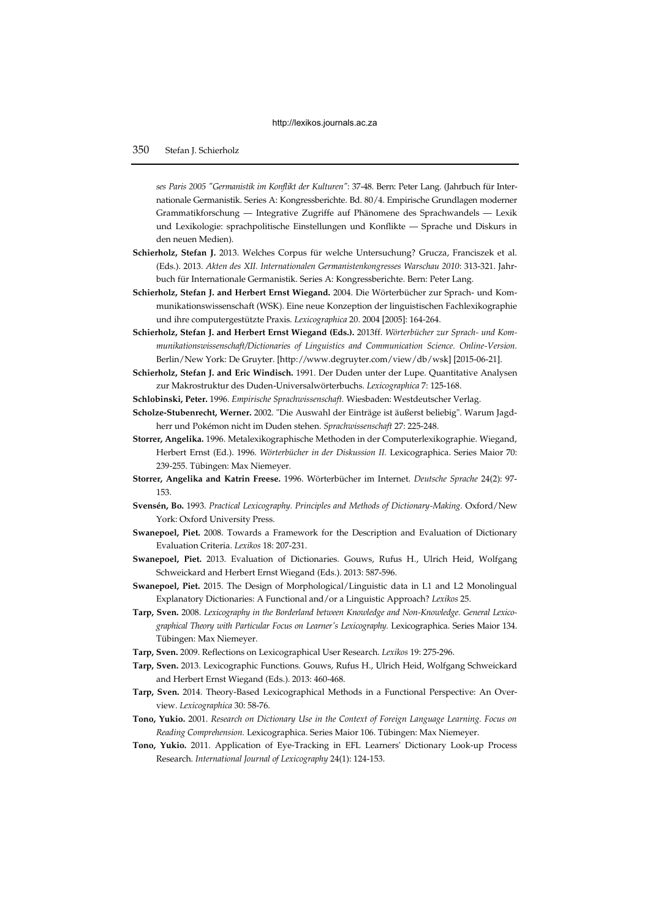*ses Paris 2005 "Germanistik im Konflikt der Kulturen"*: 37-48. Bern: Peter Lang. (Jahrbuch für Internationale Germanistik. Series A: Kongressberichte. Bd. 80/4. Empirische Grundlagen moderner Grammatikforschung — Integrative Zugriffe auf Phänomene des Sprachwandels — Lexik und Lexikologie: sprachpolitische Einstellungen und Konflikte — Sprache und Diskurs in den neuen Medien).

**Schierholz, Stefan J.** 2013. Welches Corpus für welche Untersuchung? Grucza, Franciszek et al. (Eds.). 2013. *Akten des XII. Internationalen Germanistenkongresses Warschau 2010*: 313-321. Jahrbuch für Internationale Germanistik. Series A: Kongressberichte. Bern: Peter Lang.

**Schierholz, Stefan J. and Herbert Ernst Wiegand.** 2004. Die Wörterbücher zur Sprach- und Kommunikationswissenschaft (WSK). Eine neue Konzeption der linguistischen Fachlexikographie und ihre computergestützte Praxis. *Lexicographica* 20. 2004 [2005]: 164-264.

**Schierholz, Stefan J. and Herbert Ernst Wiegand (Eds.).** 2013ff. *Wörterbücher zur Sprach- und Kommunikationswissenschaft/Dictionaries of Linguistics and Communication Science. Online-Version.* Berlin/New York: De Gruyter. [http://www.degruyter.com/view/db/wsk] [2015-06-21].

**Schierholz, Stefan J. and Eric Windisch.** 1991. Der Duden unter der Lupe. Quantitative Analysen zur Makrostruktur des Duden-Universalwörterbuchs. *Lexicographica* 7: 125-168.

**Schlobinski, Peter.** 1996. *Empirische Sprachwissenschaft.* Wiesbaden: Westdeutscher Verlag.

**Scholze-Stubenrecht, Werner.** 2002. "Die Auswahl der Einträge ist äußerst beliebig". Warum Jagdherr und Pokémon nicht im Duden stehen. *Sprachwissenschaft* 27: 225-248.

**Storrer, Angelika.** 1996. Metalexikographische Methoden in der Computerlexikographie. Wiegand, Herbert Ernst (Ed.). 1996. *Wörterbücher in der Diskussion II.* Lexicographica. Series Maior 70: 239-255. Tübingen: Max Niemeyer.

**Storrer, Angelika and Katrin Freese.** 1996. Wörterbücher im Internet. *Deutsche Sprache* 24(2): 97-153.

**Svensén, Bo.** 1993. *Practical Lexicography. Principles and Methods of Dictionary-Making.* Oxford/New York: Oxford University Press.

**Swanepoel, Piet.** 2008. Towards a Framework for the Description and Evaluation of Dictionary Evaluation Criteria. *Lexikos* 18: 207-231.

**Swanepoel, Piet.** 2013. Evaluation of Dictionaries. Gouws, Rufus H., Ulrich Heid, Wolfgang Schweickard and Herbert Ernst Wiegand (Eds.). 2013: 587-596.

**Swanepoel, Piet.** 2015. The Design of Morphological/Linguistic data in L1 and L2 Monolingual Explanatory Dictionaries: A Functional and/or a Linguistic Approach? *Lexikos* 25.

**Tarp, Sven.** 2008. *Lexicography in the Borderland between Knowledge and Non-Knowledge. General Lexicographical Theory with Particular Focus on Learner's Lexicography.* Lexicographica. Series Maior 134. Tübingen: Max Niemeyer.

**Tarp, Sven.** 2009. Reflections on Lexicographical User Research. *Lexikos* 19: 275-296.

**Tarp, Sven.** 2013. Lexicographic Functions. Gouws, Rufus H., Ulrich Heid, Wolfgang Schweickard and Herbert Ernst Wiegand (Eds.). 2013: 460-468.

**Tarp, Sven.** 2014. Theory-Based Lexicographical Methods in a Functional Perspective: An Overview. *Lexicographica* 30: 58-76.

**Tono, Yukio.** 2001. *Research on Dictionary Use in the Context of Foreign Language Learning. Focus on Reading Comprehension.* Lexicographica. Series Maior 106. Tübingen: Max Niemeyer.

**Tono, Yukio.** 2011. Application of Eye-Tracking in EFL Learners' Dictionary Look-up Process Research. *International Journal of Lexicography* 24(1): 124-153.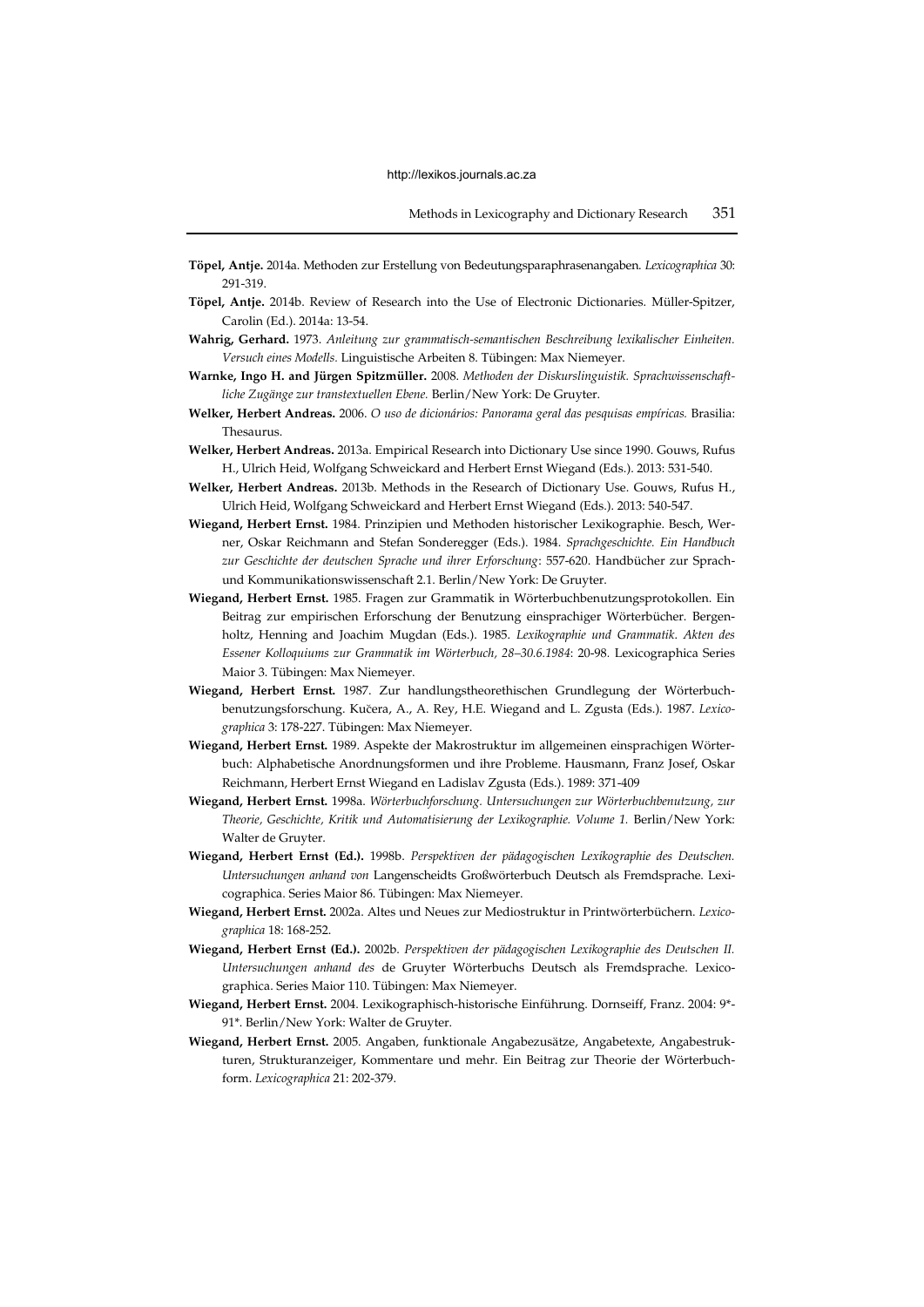**Töpel, Antje.** 2014a. Methoden zur Erstellung von Bedeutungsparaphrasenangaben. *Lexicographica* 30: 291-319.

**Töpel, Antje.** 2014b. Review of Research into the Use of Electronic Dictionaries. Müller-Spitzer, Carolin (Ed.). 2014a: 13-54.

**Wahrig, Gerhard.** 1973. *Anleitung zur grammatisch-semantischen Beschreibung lexikalischer Einheiten. Versuch eines Modells.* Linguistische Arbeiten 8. Tübingen: Max Niemeyer.

**Warnke, Ingo H. and Jürgen Spitzmüller.** 2008. *Methoden der Diskurslinguistik. Sprachwissenschaftliche Zugänge zur transtextuellen Ebene.* Berlin/New York: De Gruyter.

**Welker, Herbert Andreas.** 2006. *O uso de dicionários: Panorama geral das pesquisas empíricas.* Brasilia: Thesaurus.

**Welker, Herbert Andreas.** 2013a. Empirical Research into Dictionary Use since 1990. Gouws, Rufus H., Ulrich Heid, Wolfgang Schweickard and Herbert Ernst Wiegand (Eds.). 2013: 531-540.

**Welker, Herbert Andreas.** 2013b. Methods in the Research of Dictionary Use. Gouws, Rufus H., Ulrich Heid, Wolfgang Schweickard and Herbert Ernst Wiegand (Eds.). 2013: 540-547.

**Wiegand, Herbert Ernst.** 1984. Prinzipien und Methoden historischer Lexikographie. Besch, Werner, Oskar Reichmann and Stefan Sonderegger (Eds.). 1984. *Sprachgeschichte. Ein Handbuch zur Geschichte der deutschen Sprache und ihrer Erforschung*: 557-620. Handbücher zur Sprach- und Kommunikationswissenschaft 2.1. Berlin/New York: De Gruyter.

**Wiegand, Herbert Ernst.** 1985. Fragen zur Grammatik in Wörterbuchbenutzungsprotokollen. Ein Beitrag zur empirischen Erforschung der Benutzung einsprachiger Wörterbücher. Bergenholtz, Henning and Joachim Mugdan (Eds.). 1985. *Lexikographie und Grammatik. Akten des Essener Kolloquiums zur Grammatik im Wörterbuch, 28–30.6.1984*: 20-98. Lexicographica Series Maior 3. Tübingen: Max Niemeyer.

**Wiegand, Herbert Ernst.** 1987. Zur handlungstheorethischen Grundlegung der Wörterbuchbenutzungsforschung. Kučera, A., A. Rey, H.E. Wiegand and L. Zgusta (Eds.). 1987. *Lexicographica* 3: 178-227. Tübingen: Max Niemeyer.

**Wiegand, Herbert Ernst.** 1989. Aspekte der Makrostruktur im allgemeinen einsprachigen Wörterbuch: Alphabetische Anordnungsformen und ihre Probleme. Hausmann, Franz Josef, Oskar Reichmann, Herbert Ernst Wiegand en Ladislav Zgusta (Eds.). 1989: 371-409

**Wiegand, Herbert Ernst.** 1998a. *Wörterbuchforschung. Untersuchungen zur Wörterbuchbenutzung, zur Theorie, Geschichte, Kritik und Automatisierung der Lexikographie. Volume 1.* Berlin/New York: Walter de Gruyter.

**Wiegand, Herbert Ernst (Ed.).** 1998b. *Perspektiven der pädagogischen Lexikographie des Deutschen. Untersuchungen anhand von* Langenscheidts Großwörterbuch Deutsch als Fremdsprache. Lexicographica. Series Maior 86. Tübingen: Max Niemeyer.

**Wiegand, Herbert Ernst.** 2002a. Altes und Neues zur Mediostruktur in Printwörterbüchern. *Lexicographica* 18: 168-252.

**Wiegand, Herbert Ernst (Ed.).** 2002b. *Perspektiven der pädagogischen Lexikographie des Deutschen II. Untersuchungen anhand des* de Gruyter Wörterbuchs Deutsch als Fremdsprache. Lexicographica. Series Maior 110. Tübingen: Max Niemeyer.

**Wiegand, Herbert Ernst.** 2004. Lexikographisch-historische Einführung. Dornseiff, Franz. 2004: 9*-91*. Berlin/New York: Walter de Gruyter.

**Wiegand, Herbert Ernst.** 2005. Angaben, funktionale Angabezusätze, Angabetexte, Angabestrukturen, Strukturanzeiger, Kommentare und mehr. Ein Beitrag zur Theorie der Wörterbuchform. *Lexicographica* 21: 202-379.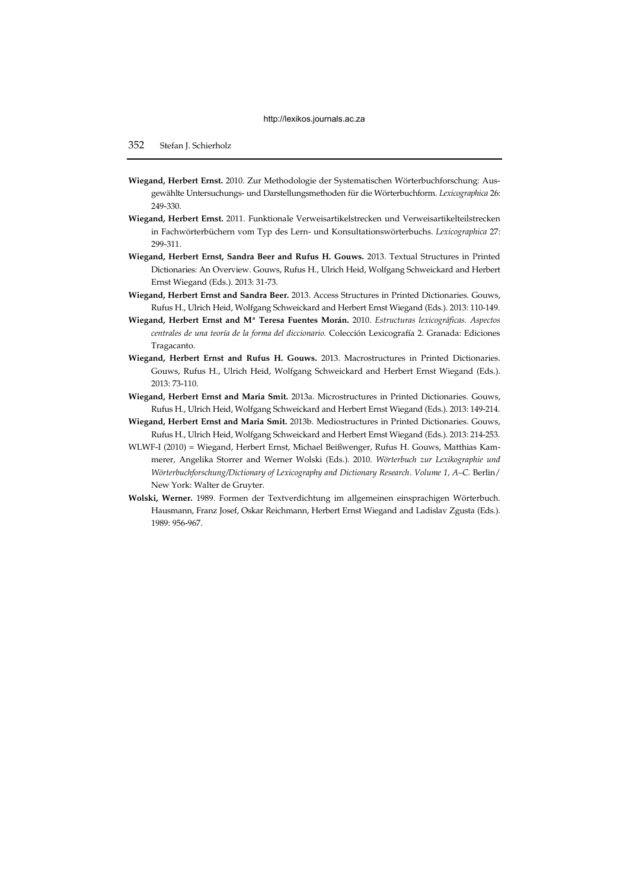**Wiegand, Herbert Ernst.** 2010. Zur Methodologie der Systematischen Wörterbuchforschung: Ausgewählte Untersuchungs- und Darstellungsmethoden für die Wörterbuchform. *Lexicographica* 26: 249-330.

**Wiegand, Herbert Ernst.** 2011. Funktionale Verweisartikelstrecken und Verweisartikelteilstrecken in Fachwörterbüchern vom Typ des Lern- und Konsultationswörterbuchs. *Lexicographica* 27: 299-311.

**Wiegand, Herbert Ernst, Sandra Beer and Rufus H. Gouws.** 2013. Textual Structures in Printed Dictionaries: An Overview. Gouws, Rufus H., Ulrich Heid, Wolfgang Schweickard and Herbert Ernst Wiegand (Eds.). 2013: 31-73.

**Wiegand, Herbert Ernst and Sandra Beer.** 2013. Access Structures in Printed Dictionaries. Gouws, Rufus H., Ulrich Heid, Wolfgang Schweickard and Herbert Ernst Wiegand (Eds.). 2013: 110-149.

**Wiegand, Herbert Ernst and Mª Teresa Fuentes Morán.** 2010. *Estructuras lexicográficas. Aspectos centrales de una teoría de la forma del diccionario.* Colección Lexicografía 2. Granada: Ediciones Tragacanto.

**Wiegand, Herbert Ernst and Rufus H. Gouws.** 2013. Macrostructures in Printed Dictionaries. Gouws, Rufus H., Ulrich Heid, Wolfgang Schweickard and Herbert Ernst Wiegand (Eds.). 2013: 73-110.

**Wiegand, Herbert Ernst and Maria Smit.** 2013a. Microstructures in Printed Dictionaries. Gouws, Rufus H., Ulrich Heid, Wolfgang Schweickard and Herbert Ernst Wiegand (Eds.). 2013: 149-214.

**Wiegand, Herbert Ernst and Maria Smit.** 2013b. Mediostructures in Printed Dictionaries. Gouws, Rufus H., Ulrich Heid, Wolfgang Schweickard and Herbert Ernst Wiegand (Eds.). 2013: 214-253.

WLWF-I (2010) = Wiegand, Herbert Ernst, Michael Beißwenger, Rufus H. Gouws, Matthias Kammerer, Angelika Storrer and Werner Wolski (Eds.). 2010. *Wörterbuch zur Lexikographie und Wörterbuchforschung/Dictionary of Lexicography and Dictionary Research. Volume 1, A–C.* Berlin/New York: Walter de Gruyter.

**Wolski, Werner.** 1989. Formen der Textverdichtung im allgemeinen einsprachigen Wörterbuch. Hausmann, Franz Josef, Oskar Reichmann, Herbert Ernst Wiegand and Ladislav Zgusta (Eds.). 1989: 956-967.